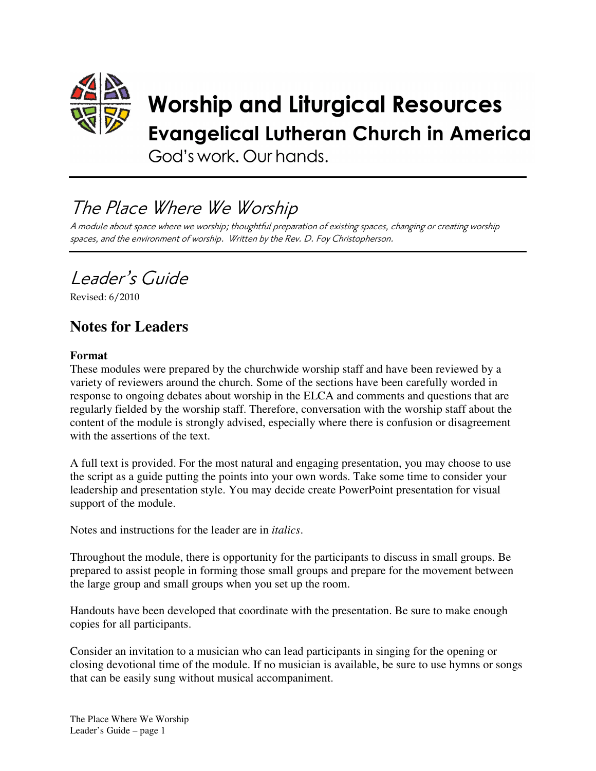# Worship and Liturgical Resources

## Evangelical Lutheran Church in America

God's work. Our hands.

---

# *The Place Where We Worship*

*A module about space where we worship; thoughtful preparation of existing spaces, changing or creating worship spaces, and the environment of worship. Written by the Rev. D. Foy Christopherson.*

---

# *Leader's Guide*

Revised: 6/2010

## Notes for Leaders

**Format**

These modules were prepared by the churchwide worship staff and have been reviewed by a variety of reviewers around the church. Some of the sections have been carefully worded in response to ongoing debates about worship in the ELCA and comments and questions that are regularly fielded by the worship staff. Therefore, conversation with the worship staff about the content of the module is strongly advised, especially where there is confusion or disagreement with the assertions of the text.

A full text is provided. For the most natural and engaging presentation, you may choose to use the script as a guide putting the points into your own words. Take some time to consider your leadership and presentation style. You may decide create PowerPoint presentation for visual support of the module.

Notes and instructions for the leader are in *italics*.

Throughout the module, there is opportunity for the participants to discuss in small groups. Be prepared to assist people in forming those small groups and prepare for the movement between the large group and small groups when you set up the room.

Handouts have been developed that coordinate with the presentation. Be sure to make enough copies for all participants.

Consider an invitation to a musician who can lead participants in singing for the opening or closing devotional time of the module. If no musician is available, be sure to use hymns or songs that can be easily sung without musical accompaniment.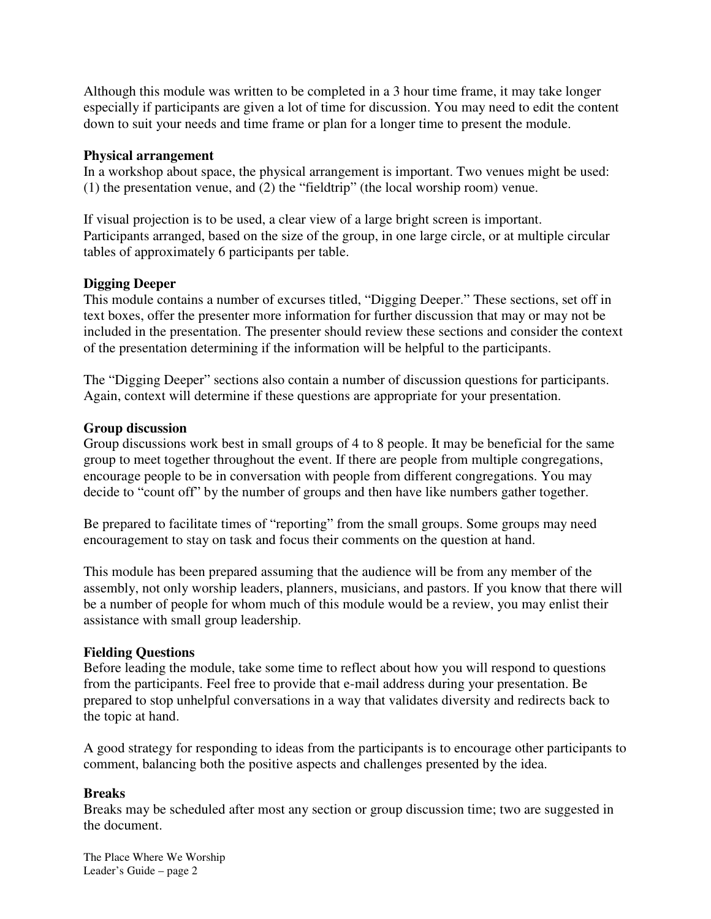Although this module was written to be completed in a 3 hour time frame, it may take longer especially if participants are given a lot of time for discussion. You may need to edit the content down to suit your needs and time frame or plan for a longer time to present the module.

**Physical arrangement**

In a workshop about space, the physical arrangement is important. Two venues might be used: (1) the presentation venue, and (2) the "fieldtrip" (the local worship room) venue.

If visual projection is to be used, a clear view of a large bright screen is important. Participants arranged, based on the size of the group, in one large circle, or at multiple circular tables of approximately 6 participants per table.

**Digging Deeper**

This module contains a number of excurses titled, "Digging Deeper." These sections, set off in text boxes, offer the presenter more information for further discussion that may or may not be included in the presentation. The presenter should review these sections and consider the context of the presentation determining if the information will be helpful to the participants.

The "Digging Deeper" sections also contain a number of discussion questions for participants. Again, context will determine if these questions are appropriate for your presentation.

**Group discussion**

Group discussions work best in small groups of 4 to 8 people. It may be beneficial for the same group to meet together throughout the event. If there are people from multiple congregations, encourage people to be in conversation with people from different congregations. You may decide to "count off" by the number of groups and then have like numbers gather together.

Be prepared to facilitate times of "reporting" from the small groups. Some groups may need encouragement to stay on task and focus their comments on the question at hand.

This module has been prepared assuming that the audience will be from any member of the assembly, not only worship leaders, planners, musicians, and pastors. If you know that there will be a number of people for whom much of this module would be a review, you may enlist their assistance with small group leadership.

**Fielding Questions**

Before leading the module, take some time to reflect about how you will respond to questions from the participants. Feel free to provide that e-mail address during your presentation. Be prepared to stop unhelpful conversations in a way that validates diversity and redirects back to the topic at hand.

A good strategy for responding to ideas from the participants is to encourage other participants to comment, balancing both the positive aspects and challenges presented by the idea.

**Breaks**

Breaks may be scheduled after most any section or group discussion time; two are suggested in the document.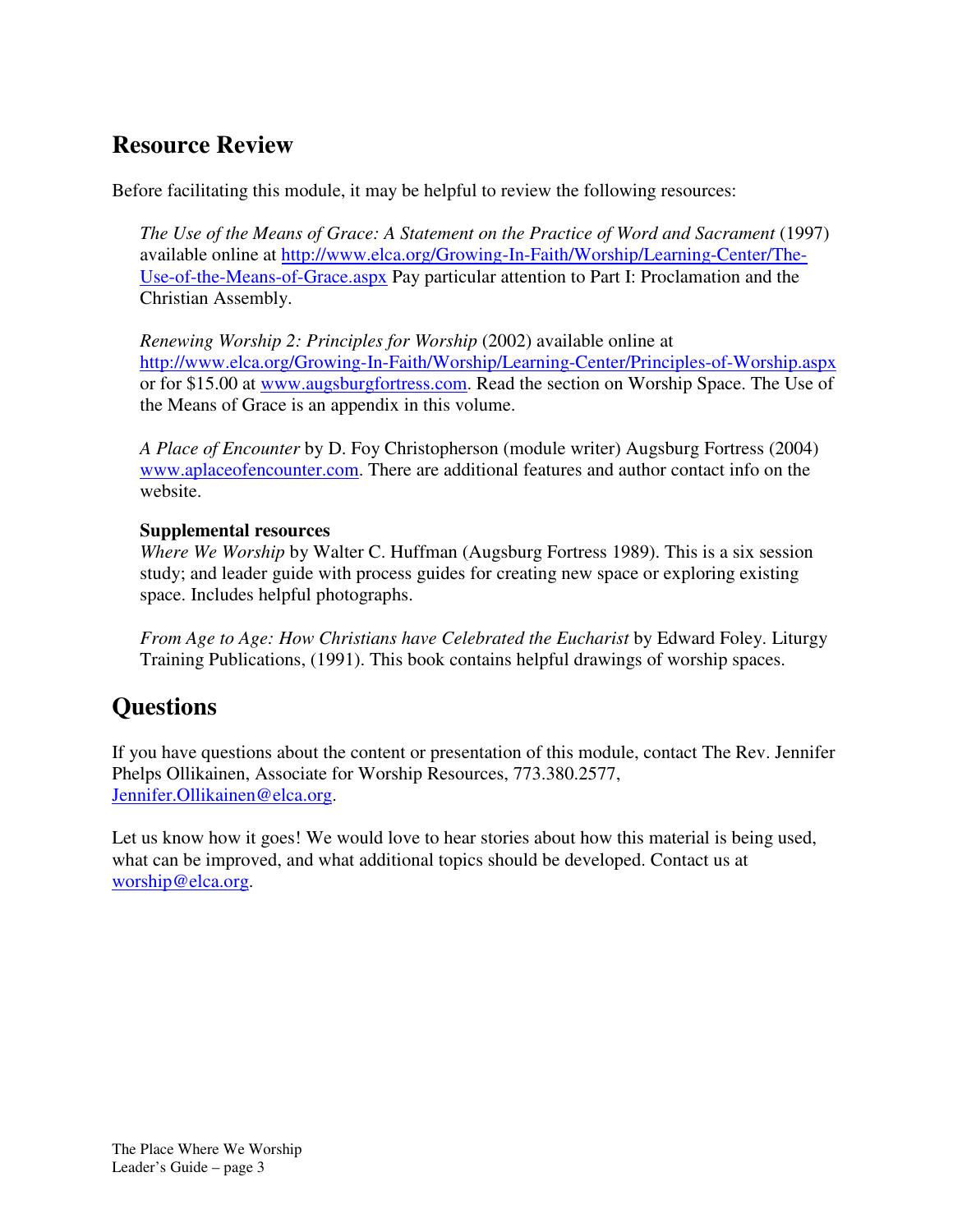## Resource Review

Before facilitating this module, it may be helpful to review the following resources:

*The Use of the Means of Grace: A Statement on the Practice of Word and Sacrament* (1997) available online at [http://www.elca.org/Growing-In-Faith/Worship/Learning-Center/The-Use-of-the-Means-of-Grace.aspx](http://www.elca.org/Growing-In-Faith/Worship/Learning-Center/The-Use-of-the-Means-of-Grace.aspx) Pay particular attention to Part I: Proclamation and the Christian Assembly.

*Renewing Worship 2: Principles for Worship* (2002) available online at [http://www.elca.org/Growing-In-Faith/Worship/Learning-Center/Principles-of-Worship.aspx](http://www.elca.org/Growing-In-Faith/Worship/Learning-Center/Principles-of-Worship.aspx) or for $15.00 at [www.augsburgfortress.com](http://www.augsburgfortress.com). Read the section on Worship Space. The Use of the Means of Grace is an appendix in this volume.

*A Place of Encounter* by D. Foy Christopherson (module writer) Augsburg Fortress (2004) [www.aplaceofencounter.com](http://www.aplaceofencounter.com). There are additional features and author contact info on the website.

**Supplemental resources**

*Where We Worship* by Walter C. Huffman (Augsburg Fortress 1989). This is a six session study; and leader guide with process guides for creating new space or exploring existing space. Includes helpful photographs.

*From Age to Age: How Christians have Celebrated the Eucharist* by Edward Foley. Liturgy Training Publications, (1991). This book contains helpful drawings of worship spaces.

## Questions

If you have questions about the content or presentation of this module, contact The Rev. Jennifer Phelps Ollikainen, Associate for Worship Resources, 773.380.2577, [Jennifer.Ollikainen@elca.org](mailto:Jennifer.Ollikainen@elca.org).

Let us know how it goes! We would love to hear stories about how this material is being used, what can be improved, and what additional topics should be developed. Contact us at [worship@elca.org](mailto:worship@elca.org).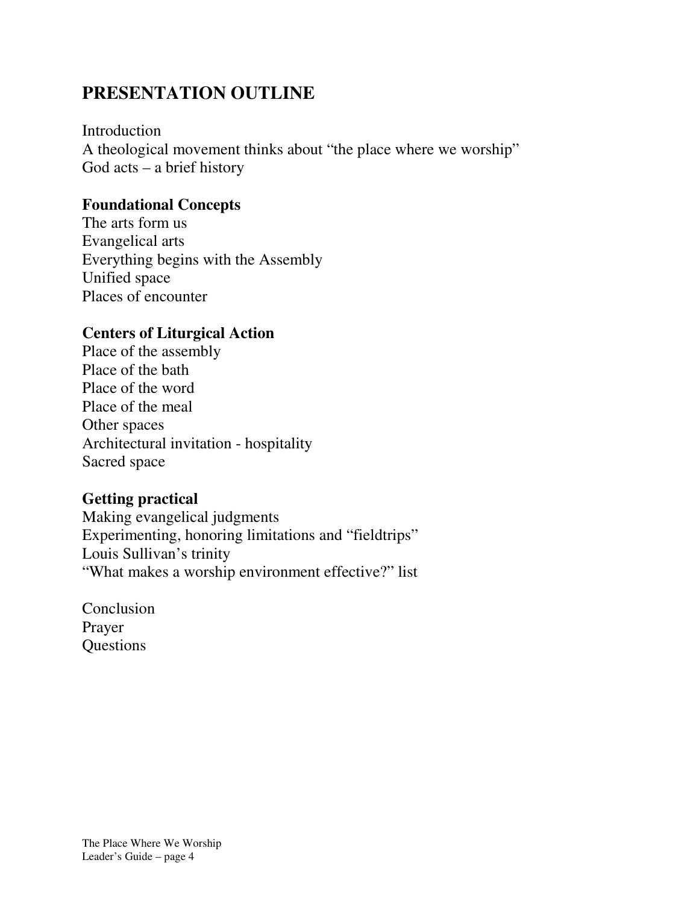# PRESENTATION OUTLINE

Introduction
A theological movement thinks about "the place where we worship"
God acts – a brief history

**Foundational Concepts**
The arts form us
Evangelical arts
Everything begins with the Assembly
Unified space
Places of encounter

**Centers of Liturgical Action**
Place of the assembly
Place of the bath
Place of the word
Place of the meal
Other spaces
Architectural invitation - hospitality
Sacred space

**Getting practical**
Making evangelical judgments
Experimenting, honoring limitations and "fieldtrips"
Louis Sullivan's trinity
"What makes a worship environment effective?" list

Conclusion
Prayer
Questions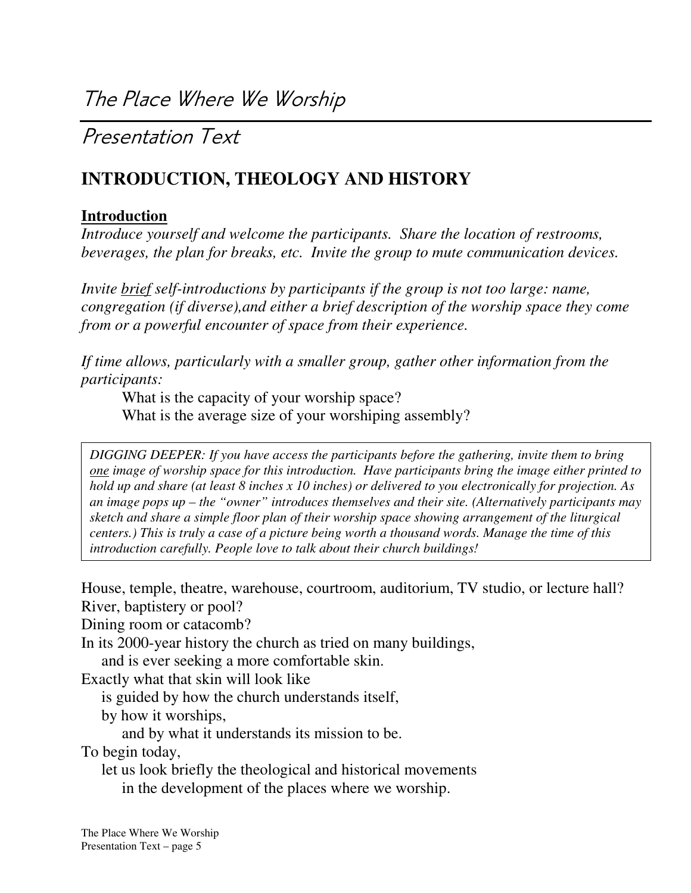# The Place Where We Worship

## Presentation Text

## INTRODUCTION, THEOLOGY AND HISTORY

### Introduction

*Introduce yourself and welcome the participants. Share the location of restrooms, beverages, the plan for breaks, etc. Invite the group to mute communication devices.*

*Invite brief self-introductions by participants if the group is not too large: name, congregation (if diverse),and either a brief description of the worship space they come from or a powerful encounter of space from their experience.*

*If time allows, particularly with a smaller group, gather other information from the participants:*

What is the capacity of your worship space?
What is the average size of your worshiping assembly?

> *DIGGING DEEPER: If you have access the participants before the gathering, invite them to bring one image of worship space for this introduction. Have participants bring the image either printed to hold up and share (at least 8 inches x 10 inches) or delivered to you electronically for projection. As an image pops up – the "owner" introduces themselves and their site. (Alternatively participants may sketch and share a simple floor plan of their worship space showing arrangement of the liturgical centers.) This is truly a case of a picture being worth a thousand words. Manage the time of this introduction carefully. People love to talk about their church buildings!*

House, temple, theatre, warehouse, courtroom, auditorium, TV studio, or lecture hall?
River, baptistery or pool?
Dining room or catacomb?
In its 2000-year history the church as tried on many buildings,
and is ever seeking a more comfortable skin.
Exactly what that skin will look like
is guided by how the church understands itself,
by how it worships,
and by what it understands its mission to be.
To begin today,
let us look briefly the theological and historical movements
in the development of the places where we worship.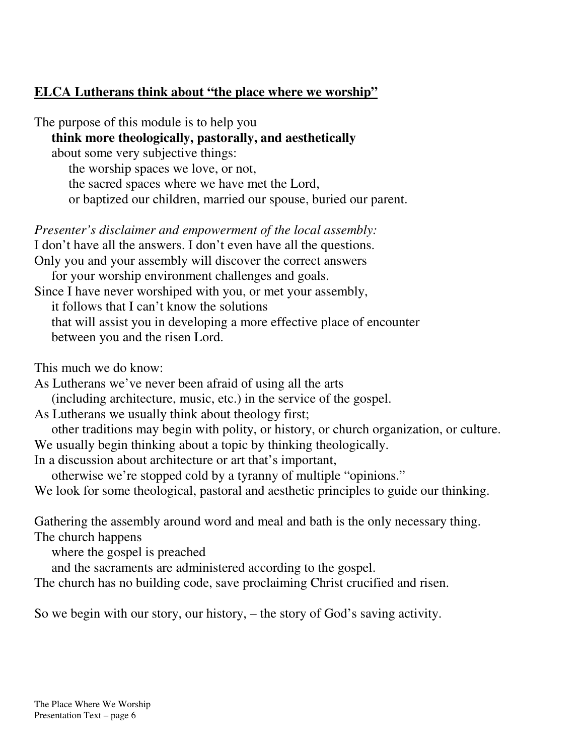**ELCA Lutherans think about "the place where we worship"**

The purpose of this module is to help you
**think more theologically, pastorally, and aesthetically**
about some very subjective things:
the worship spaces we love, or not,
the sacred spaces where we have met the Lord,
or baptized our children, married our spouse, buried our parent.

*Presenter's disclaimer and empowerment of the local assembly:*
I don't have all the answers. I don't even have all the questions.
Only you and your assembly will discover the correct answers
for your worship environment challenges and goals.
Since I have never worshiped with you, or met your assembly,
it follows that I can't know the solutions
that will assist you in developing a more effective place of encounter
between you and the risen Lord.

This much we do know:
As Lutherans we've never been afraid of using all the arts
(including architecture, music, etc.) in the service of the gospel.
As Lutherans we usually think about theology first;
other traditions may begin with polity, or history, or church organization, or culture.
We usually begin thinking about a topic by thinking theologically.
In a discussion about architecture or art that's important,
otherwise we're stopped cold by a tyranny of multiple "opinions."
We look for some theological, pastoral and aesthetic principles to guide our thinking.

Gathering the assembly around word and meal and bath is the only necessary thing.
The church happens
where the gospel is preached
and the sacraments are administered according to the gospel.
The church has no building code, save proclaiming Christ crucified and risen.

So we begin with our story, our history, – the story of God's saving activity.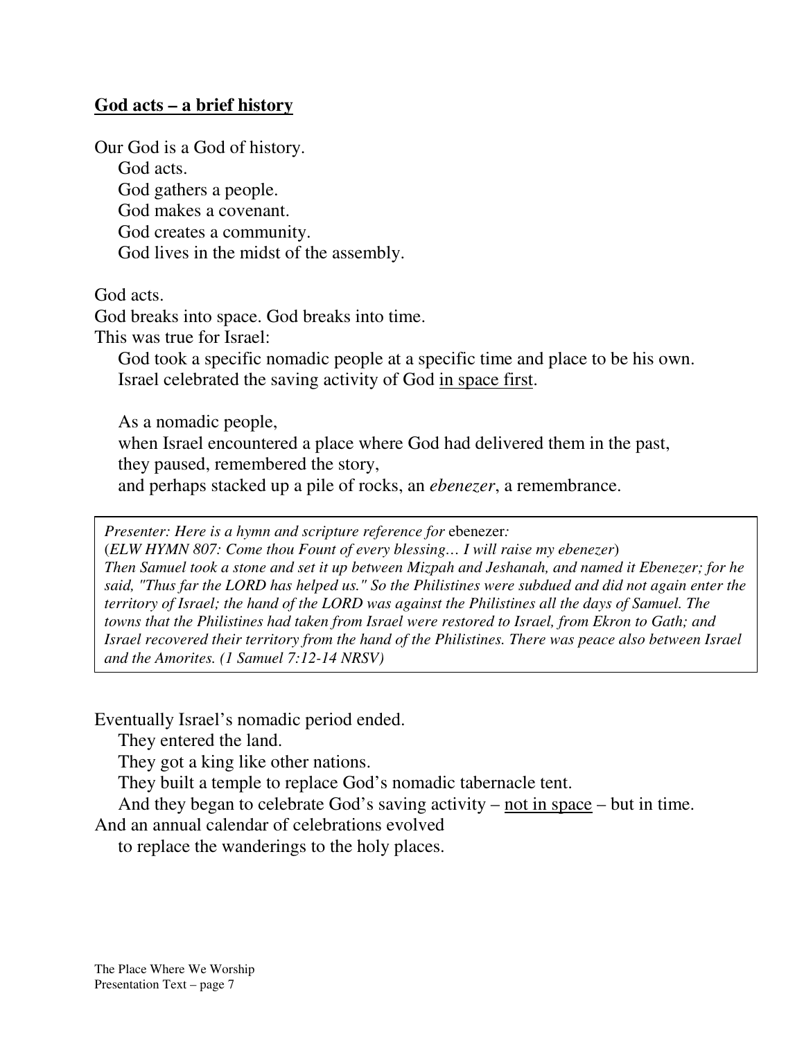**<u>God acts – a brief history</u>**

Our God is a God of history.
God acts.
God gathers a people.
God makes a covenant.
God creates a community.
God lives in the midst of the assembly.

God acts.
God breaks into space. God breaks into time.
This was true for Israel:
God took a specific nomadic people at a specific time and place to be his own.
Israel celebrated the saving activity of God <u>in space first</u>.

As a nomadic people,
when Israel encountered a place where God had delivered them in the past,
they paused, remembered the story,
and perhaps stacked up a pile of rocks, an *ebenezer*, a remembrance.

> *Presenter: Here is a hymn and scripture reference for* ebenezer*:*
> (*ELW HYMN 807: Come thou Fount of every blessing… I will raise my ebenezer*)
> *Then Samuel took a stone and set it up between Mizpah and Jeshanah, and named it Ebenezer; for he said, "Thus far the LORD has helped us." So the Philistines were subdued and did not again enter the territory of Israel; the hand of the LORD was against the Philistines all the days of Samuel. The towns that the Philistines had taken from Israel were restored to Israel, from Ekron to Gath; and Israel recovered their territory from the hand of the Philistines. There was peace also between Israel and the Amorites. (1 Samuel 7:12-14 NRSV)*

Eventually Israel's nomadic period ended.
They entered the land.
They got a king like other nations.
They built a temple to replace God's nomadic tabernacle tent.
And they began to celebrate God's saving activity – <u>not in space</u> – but in time.
And an annual calendar of celebrations evolved
to replace the wanderings to the holy places.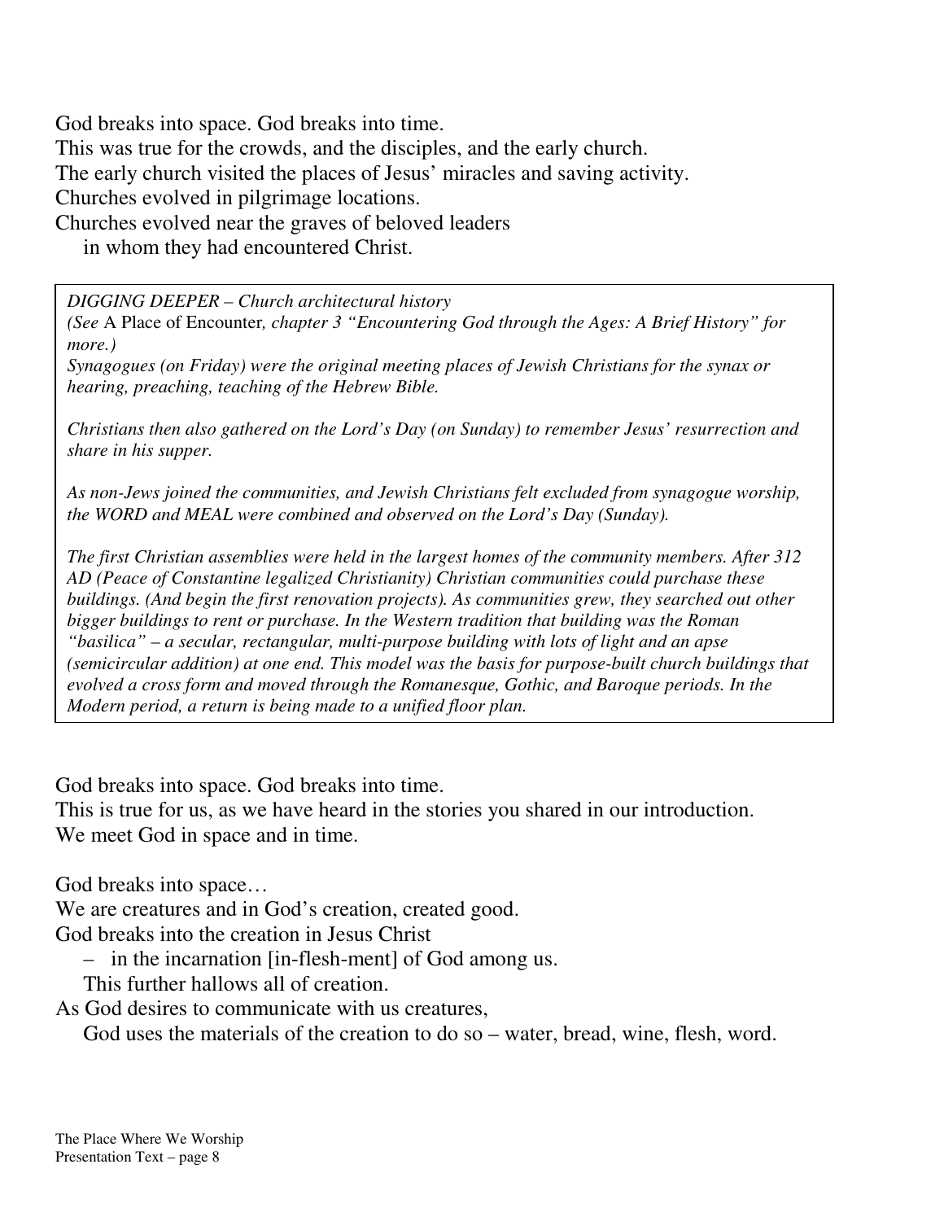God breaks into space. God breaks into time.
This was true for the crowds, and the disciples, and the early church.
The early church visited the places of Jesus' miracles and saving activity.
Churches evolved in pilgrimage locations.
Churches evolved near the graves of beloved leaders
in whom they had encountered Christ.

> *DIGGING DEEPER – Church architectural history*
> *(See* A Place of Encounter*, chapter 3 "Encountering God through the Ages: A Brief History" for more.)*
> *Synagogues (on Friday) were the original meeting places of Jewish Christians for the synax or hearing, preaching, teaching of the Hebrew Bible.*
>
> *Christians then also gathered on the Lord's Day (on Sunday) to remember Jesus' resurrection and share in his supper.*
>
> *As non-Jews joined the communities, and Jewish Christians felt excluded from synagogue worship, the WORD and MEAL were combined and observed on the Lord's Day (Sunday).*
>
> *The first Christian assemblies were held in the largest homes of the community members. After 312 AD (Peace of Constantine legalized Christianity) Christian communities could purchase these buildings. (And begin the first renovation projects). As communities grew, they searched out other bigger buildings to rent or purchase. In the Western tradition that building was the Roman "basilica" – a secular, rectangular, multi-purpose building with lots of light and an apse (semicircular addition) at one end. This model was the basis for purpose-built church buildings that evolved a cross form and moved through the Romanesque, Gothic, and Baroque periods. In the Modern period, a return is being made to a unified floor plan.*

God breaks into space. God breaks into time.
This is true for us, as we have heard in the stories you shared in our introduction.
We meet God in space and in time.

God breaks into space…
We are creatures and in God's creation, created good.
God breaks into the creation in Jesus Christ
– in the incarnation [in-flesh-ment] of God among us.
This further hallows all of creation.
As God desires to communicate with us creatures,
God uses the materials of the creation to do so – water, bread, wine, flesh, word.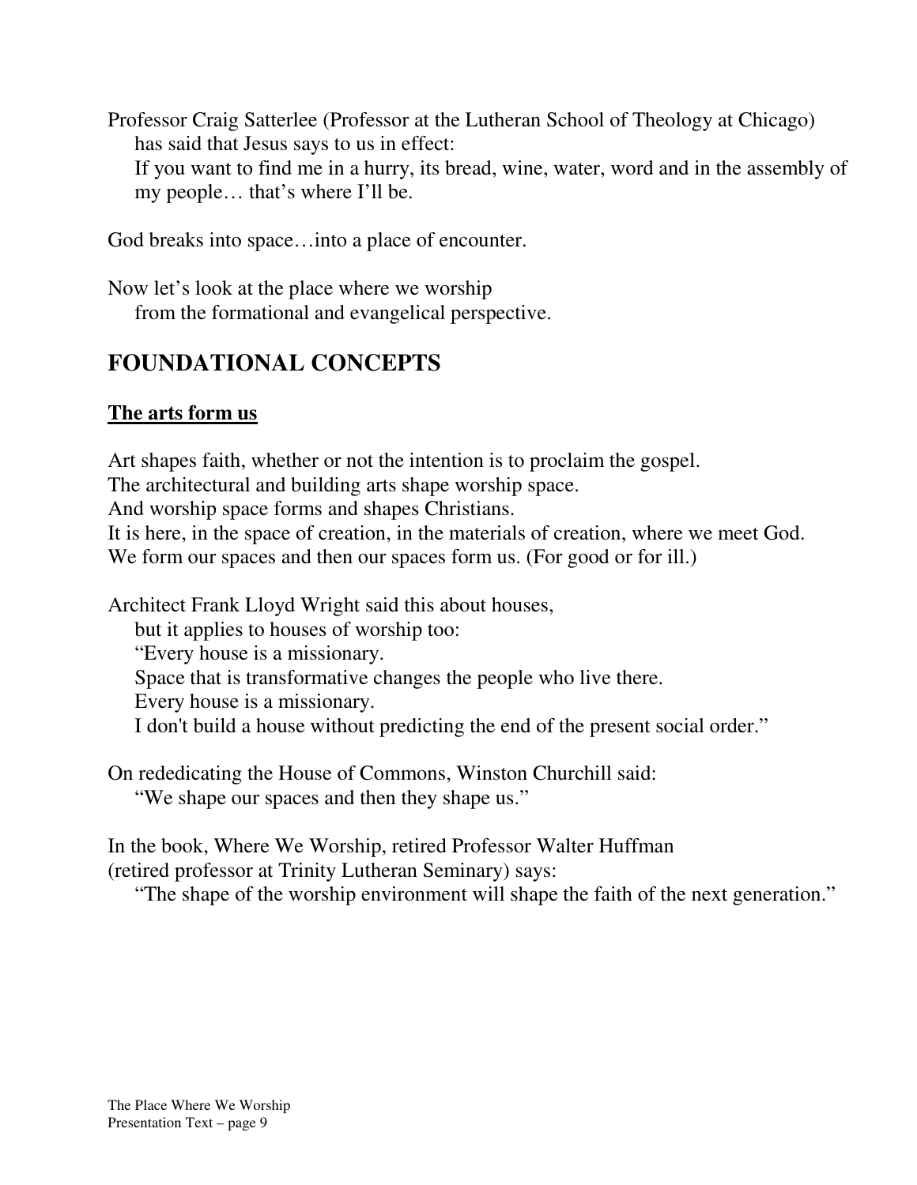Professor Craig Satterlee (Professor at the Lutheran School of Theology at Chicago) has said that Jesus says to us in effect:
If you want to find me in a hurry, its bread, wine, water, word and in the assembly of my people… that's where I'll be.

God breaks into space…into a place of encounter.

Now let's look at the place where we worship from the formational and evangelical perspective.

## FOUNDATIONAL CONCEPTS

### <u>The arts form us</u>

Art shapes faith, whether or not the intention is to proclaim the gospel.
The architectural and building arts shape worship space.
And worship space forms and shapes Christians.
It is here, in the space of creation, in the materials of creation, where we meet God.
We form our spaces and then our spaces form us. (For good or for ill.)

Architect Frank Lloyd Wright said this about houses, but it applies to houses of worship too:
"Every house is a missionary.
Space that is transformative changes the people who live there.
Every house is a missionary.
I don't build a house without predicting the end of the present social order."

On rededicating the House of Commons, Winston Churchill said:
"We shape our spaces and then they shape us."

In the book, Where We Worship, retired Professor Walter Huffman (retired professor at Trinity Lutheran Seminary) says:
"The shape of the worship environment will shape the faith of the next generation."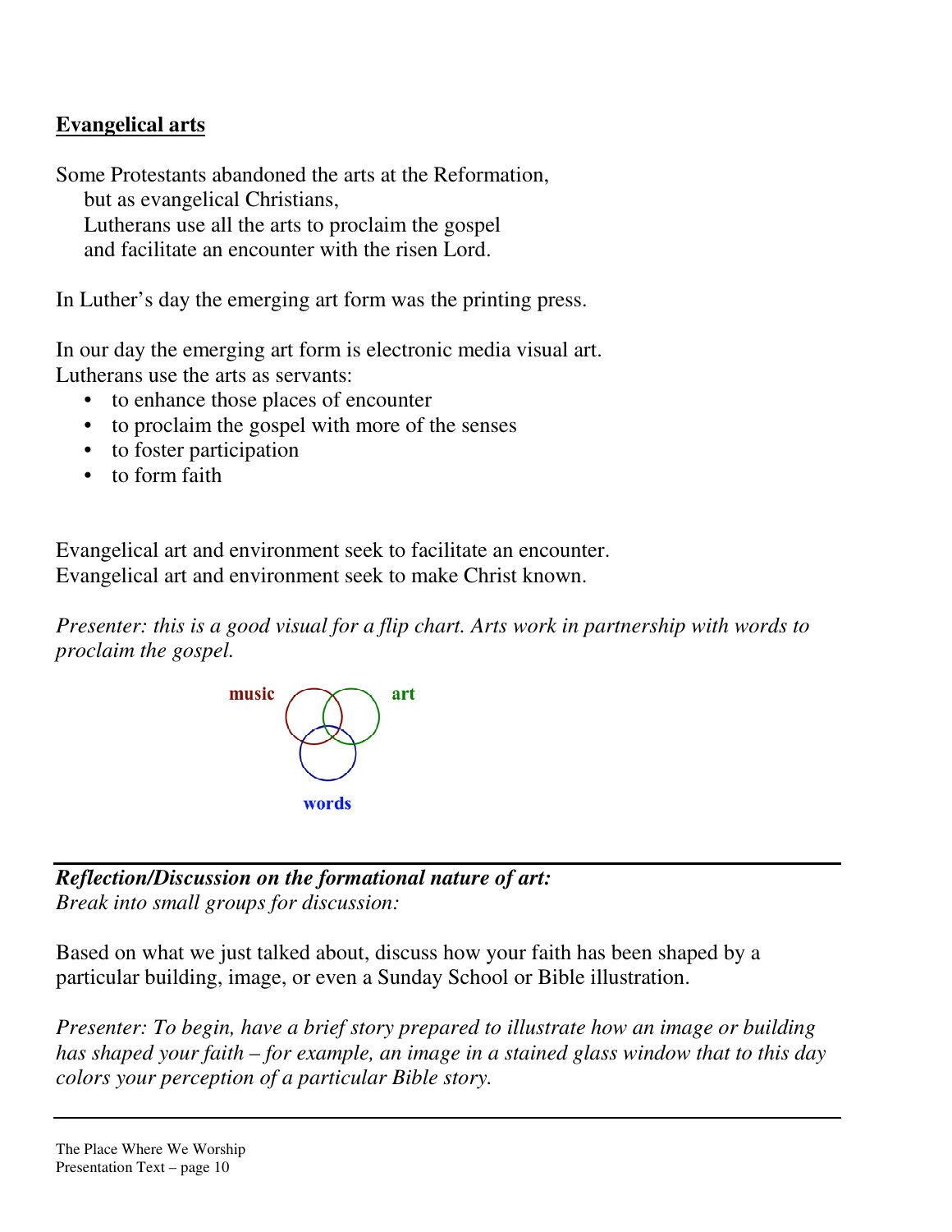## Evangelical arts

Some Protestants abandoned the arts at the Reformation,
but as evangelical Christians,
Lutherans use all the arts to proclaim the gospel
and facilitate an encounter with the risen Lord.

In Luther's day the emerging art form was the printing press.

In our day the emerging art form is electronic media visual art.
Lutherans use the arts as servants:

- to enhance those places of encounter
- to proclaim the gospel with more of the senses
- to foster participation
- to form faith

Evangelical art and environment seek to facilitate an encounter.
Evangelical art and environment seek to make Christ known.

*Presenter: this is a good visual for a flip chart. Arts work in partnership with words to proclaim the gospel.*

music

art

words

---

***Reflection/Discussion on the formational nature of art:***
*Break into small groups for discussion:*

Based on what we just talked about, discuss how your faith has been shaped by a particular building, image, or even a Sunday School or Bible illustration.

*Presenter: To begin, have a brief story prepared to illustrate how an image or building has shaped your faith – for example, an image in a stained glass window that to this day colors your perception of a particular Bible story.*

---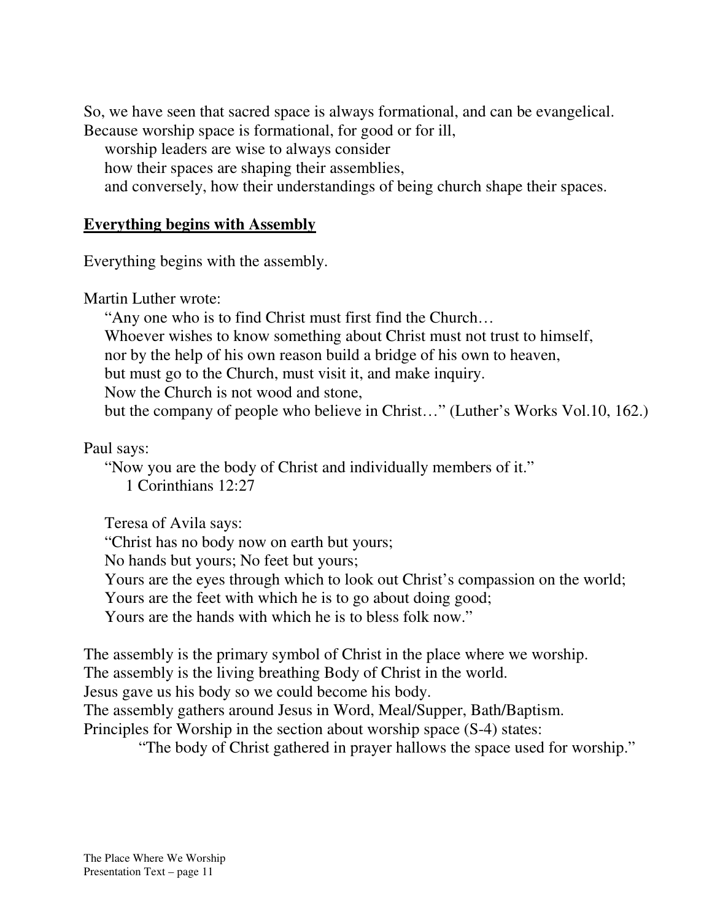So, we have seen that sacred space is always formational, and can be evangelical.
Because worship space is formational, for good or for ill,
worship leaders are wise to always consider
how their spaces are shaping their assemblies,
and conversely, how their understandings of being church shape their spaces.

## Everything begins with Assembly

Everything begins with the assembly.

Martin Luther wrote:

> "Any one who is to find Christ must first find the Church…
> Whoever wishes to know something about Christ must not trust to himself,
> nor by the help of his own reason build a bridge of his own to heaven,
> but must go to the Church, must visit it, and make inquiry.
> Now the Church is not wood and stone,
> but the company of people who believe in Christ…" (Luther's Works Vol.10, 162.)

Paul says:

> "Now you are the body of Christ and individually members of it."
> 1 Corinthians 12:27

> Teresa of Avila says:
> "Christ has no body now on earth but yours;
> No hands but yours; No feet but yours;
> Yours are the eyes through which to look out Christ's compassion on the world;
> Yours are the feet with which he is to go about doing good;
> Yours are the hands with which he is to bless folk now."

The assembly is the primary symbol of Christ in the place where we worship.
The assembly is the living breathing Body of Christ in the world.
Jesus gave us his body so we could become his body.
The assembly gathers around Jesus in Word, Meal/Supper, Bath/Baptism.
Principles for Worship in the section about worship space (S-4) states:

> "The body of Christ gathered in prayer hallows the space used for worship."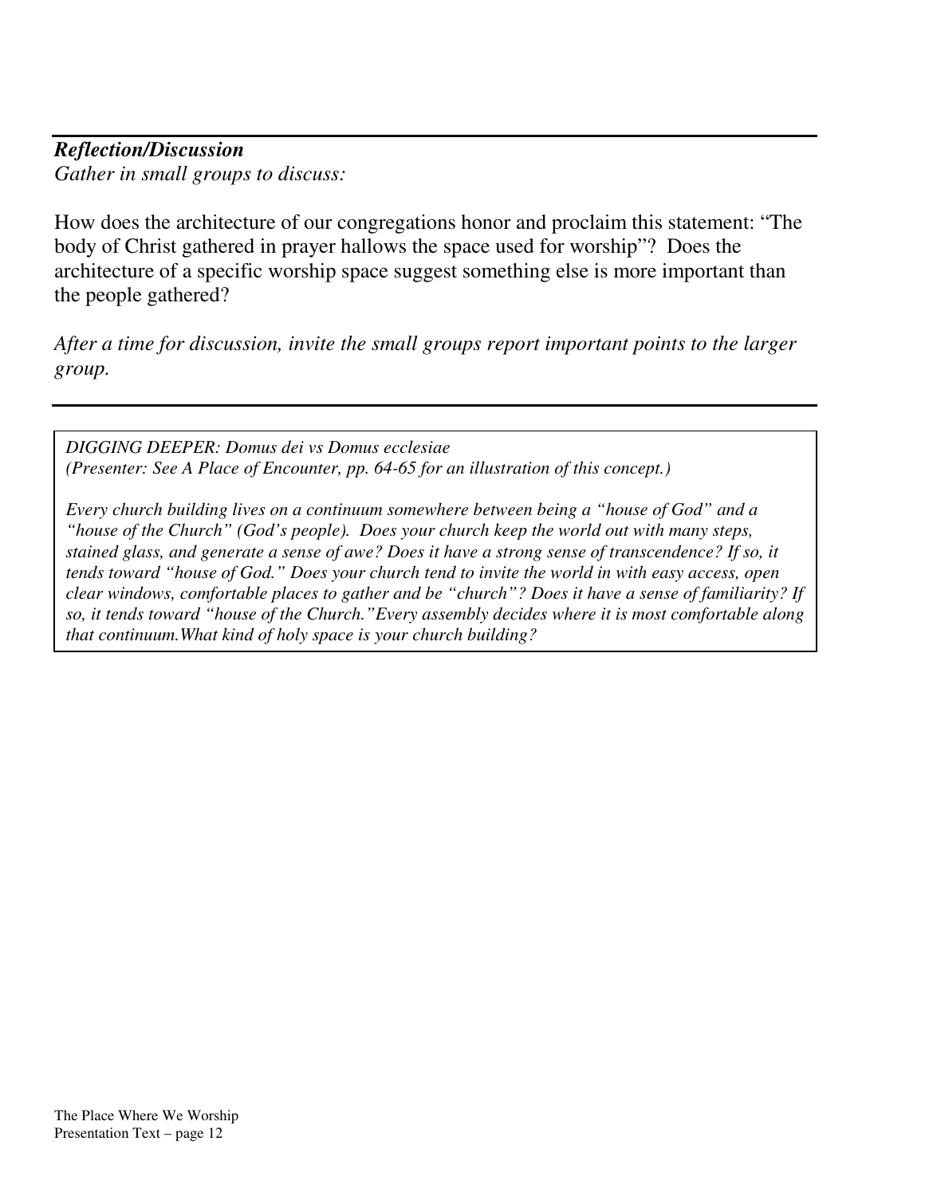---

***Reflection/Discussion***

*Gather in small groups to discuss:*

How does the architecture of our congregations honor and proclaim this statement: "The body of Christ gathered in prayer hallows the space used for worship"? Does the architecture of a specific worship space suggest something else is more important than the people gathered?

*After a time for discussion, invite the small groups report important points to the larger group.*

---

*DIGGING DEEPER: Domus dei vs Domus ecclesiae*
*(Presenter: See A Place of Encounter, pp. 64-65 for an illustration of this concept.)*

*Every church building lives on a continuum somewhere between being a "house of God" and a "house of the Church" (God's people). Does your church keep the world out with many steps, stained glass, and generate a sense of awe? Does it have a strong sense of transcendence? If so, it tends toward "house of God." Does your church tend to invite the world in with easy access, open clear windows, comfortable places to gather and be "church"? Does it have a sense of familiarity? If so, it tends toward "house of the Church."Every assembly decides where it is most comfortable along that continuum.What kind of holy space is your church building?*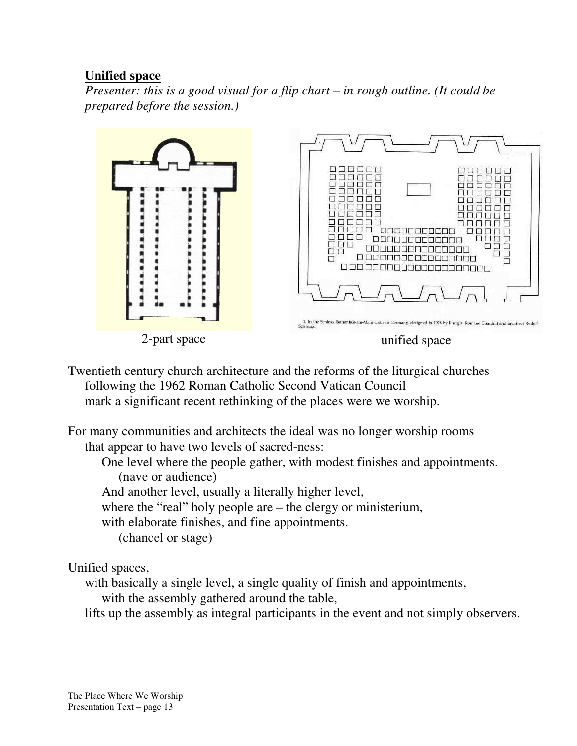**Unified space**

*Presenter: this is a good visual for a flip chart – in rough outline. (It could be prepared before the session.)*

4. In the Schloss Rothenfels-am-Main castle in Germany, designed in 1928 by liturgist Romano Guardini and architect Rudolf Schwarz.

2-part space

unified space

Twentieth century church architecture and the reforms of the liturgical churches following the 1962 Roman Catholic Second Vatican Council mark a significant recent rethinking of the places were we worship.

For many communities and architects the ideal was no longer worship rooms that appear to have two levels of sacred-ness:

One level where the people gather, with modest finishes and appointments. (nave or audience)

And another level, usually a literally higher level, where the "real" holy people are – the clergy or ministerium, with elaborate finishes, and fine appointments. (chancel or stage)

Unified spaces, with basically a single level, a single quality of finish and appointments, with the assembly gathered around the table, lifts up the assembly as integral participants in the event and not simply observers.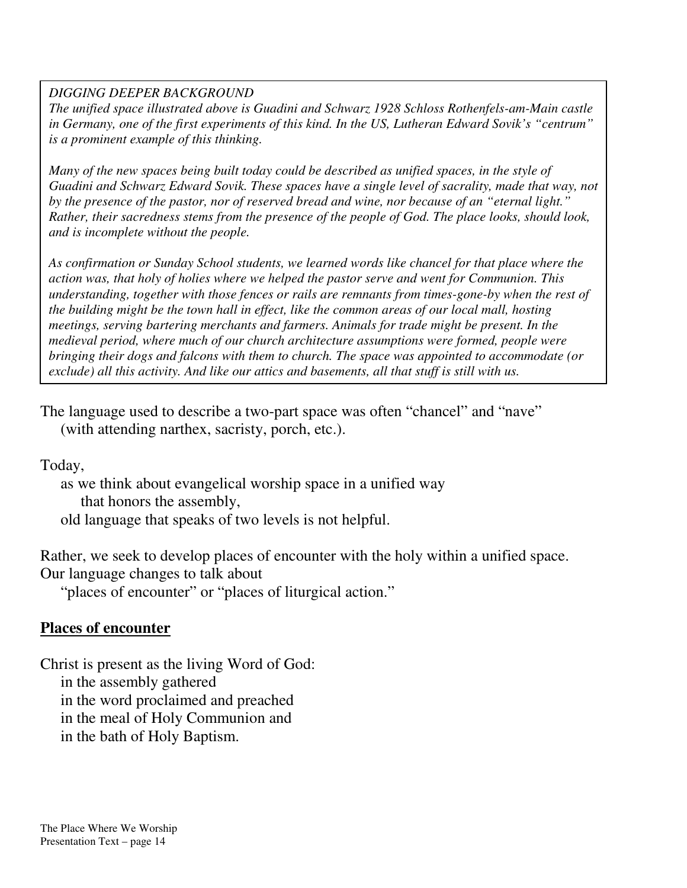*DIGGING DEEPER BACKGROUND*
*The unified space illustrated above is Guadini and Schwarz 1928 Schloss Rothenfels-am-Main castle in Germany, one of the first experiments of this kind. In the US, Lutheran Edward Sovik's "centrum" is a prominent example of this thinking.*

*Many of the new spaces being built today could be described as unified spaces, in the style of Guadini and Schwarz Edward Sovik. These spaces have a single level of sacrality, made that way, not by the presence of the pastor, nor of reserved bread and wine, nor because of an "eternal light." Rather, their sacredness stems from the presence of the people of God. The place looks, should look, and is incomplete without the people.*

*As confirmation or Sunday School students, we learned words like chancel for that place where the action was, that holy of holies where we helped the pastor serve and went for Communion. This understanding, together with those fences or rails are remnants from times-gone-by when the rest of the building might be the town hall in effect, like the common areas of our local mall, hosting meetings, serving bartering merchants and farmers. Animals for trade might be present. In the medieval period, where much of our church architecture assumptions were formed, people were bringing their dogs and falcons with them to church. The space was appointed to accommodate (or exclude) all this activity. And like our attics and basements, all that stuff is still with us.*

The language used to describe a two-part space was often "chancel" and "nave"
(with attending narthex, sacristy, porch, etc.).

Today,
as we think about evangelical worship space in a unified way
that honors the assembly,
old language that speaks of two levels is not helpful.

Rather, we seek to develop places of encounter with the holy within a unified space.
Our language changes to talk about
"places of encounter" or "places of liturgical action."

## **Places of encounter**

Christ is present as the living Word of God:
in the assembly gathered
in the word proclaimed and preached
in the meal of Holy Communion and
in the bath of Holy Baptism.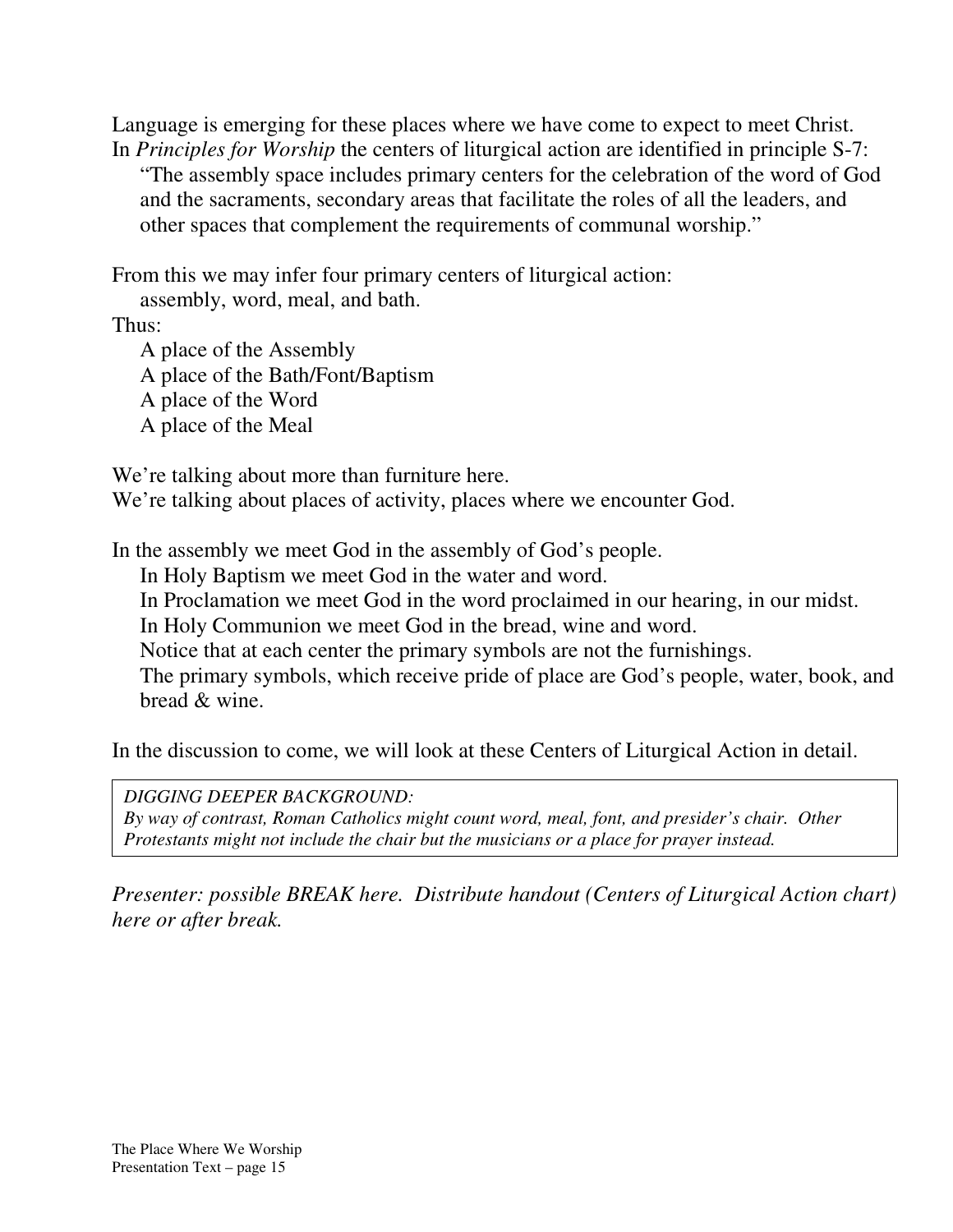Language is emerging for these places where we have come to expect to meet Christ. In *Principles for Worship* the centers of liturgical action are identified in principle S-7:

> "The assembly space includes primary centers for the celebration of the word of God and the sacraments, secondary areas that facilitate the roles of all the leaders, and other spaces that complement the requirements of communal worship."

From this we may infer four primary centers of liturgical action:

assembly, word, meal, and bath.

Thus:

- A place of the Assembly
- A place of the Bath/Font/Baptism
- A place of the Word
- A place of the Meal

We're talking about more than furniture here.
We're talking about places of activity, places where we encounter God.

In the assembly we meet God in the assembly of God's people.

In Holy Baptism we meet God in the water and word.
In Proclamation we meet God in the word proclaimed in our hearing, in our midst.
In Holy Communion we meet God in the bread, wine and word.
Notice that at each center the primary symbols are not the furnishings.
The primary symbols, which receive pride of place are God's people, water, book, and bread & wine.

In the discussion to come, we will look at these Centers of Liturgical Action in detail.

> *DIGGING DEEPER BACKGROUND:*
> *By way of contrast, Roman Catholics might count word, meal, font, and presider's chair. Other Protestants might not include the chair but the musicians or a place for prayer instead.*

*Presenter: possible BREAK here. Distribute handout (Centers of Liturgical Action chart) here or after break.*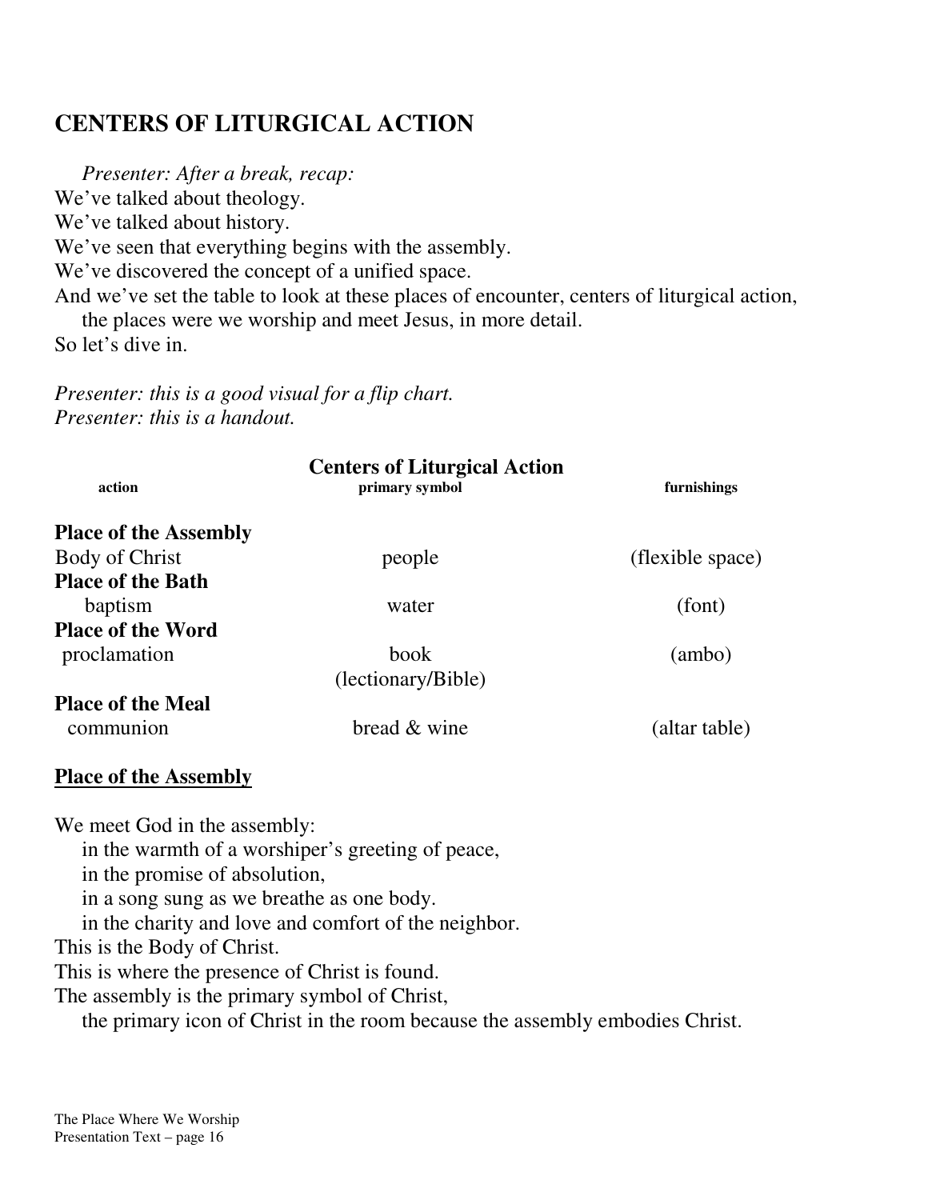## CENTERS OF LITURGICAL ACTION

*Presenter: After a break, recap:*

We've talked about theology.
We've talked about history.
We've seen that everything begins with the assembly.
We've discovered the concept of a unified space.
And we've set the table to look at these places of encounter, centers of liturgical action, the places were we worship and meet Jesus, in more detail.
So let's dive in.

*Presenter: this is a good visual for a flip chart.*
*Presenter: this is a handout.*

**Centers of Liturgical Action**

| action | primary symbol | furnishings |
|---|---|---|
| **Place of the Assembly** | | |
| Body of Christ | people | (flexible space) |
| **Place of the Bath** | | |
| baptism | water | (font) |
| **Place of the Word** | | |
| proclamation | book (lectionary/Bible) | (ambo) |
| **Place of the Meal** | | |
| communion | bread & wine | (altar table) |

### <u>Place of the Assembly</u>

We meet God in the assembly:
in the warmth of a worshiper's greeting of peace,
in the promise of absolution,
in a song sung as we breathe as one body.
in the charity and love and comfort of the neighbor.
This is the Body of Christ.
This is where the presence of Christ is found.
The assembly is the primary symbol of Christ,
the primary icon of Christ in the room because the assembly embodies Christ.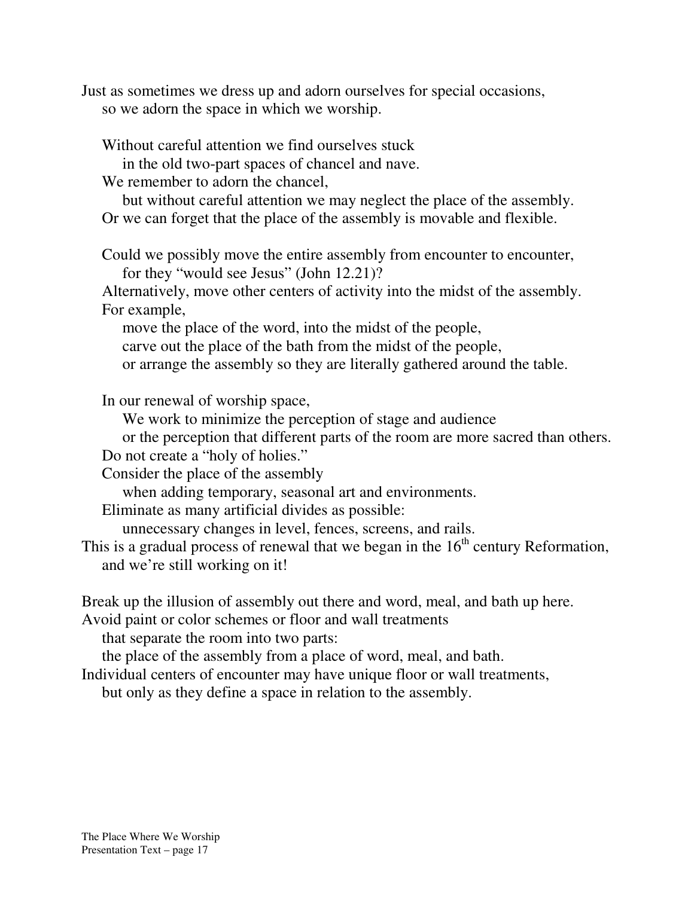Just as sometimes we dress up and adorn ourselves for special occasions,
so we adorn the space in which we worship.

Without careful attention we find ourselves stuck
in the old two-part spaces of chancel and nave.
We remember to adorn the chancel,
but without careful attention we may neglect the place of the assembly.
Or we can forget that the place of the assembly is movable and flexible.

Could we possibly move the entire assembly from encounter to encounter,
for they "would see Jesus" (John 12.21)?
Alternatively, move other centers of activity into the midst of the assembly.
For example,
move the place of the word, into the midst of the people,
carve out the place of the bath from the midst of the people,
or arrange the assembly so they are literally gathered around the table.

In our renewal of worship space,
We work to minimize the perception of stage and audience
or the perception that different parts of the room are more sacred than others.
Do not create a "holy of holies."
Consider the place of the assembly
when adding temporary, seasonal art and environments.
Eliminate as many artificial divides as possible:
unnecessary changes in level, fences, screens, and rails.
This is a gradual process of renewal that we began in the 16th century Reformation,
and we're still working on it!

Break up the illusion of assembly out there and word, meal, and bath up here.
Avoid paint or color schemes or floor and wall treatments
that separate the room into two parts:
the place of the assembly from a place of word, meal, and bath.
Individual centers of encounter may have unique floor or wall treatments,
but only as they define a space in relation to the assembly.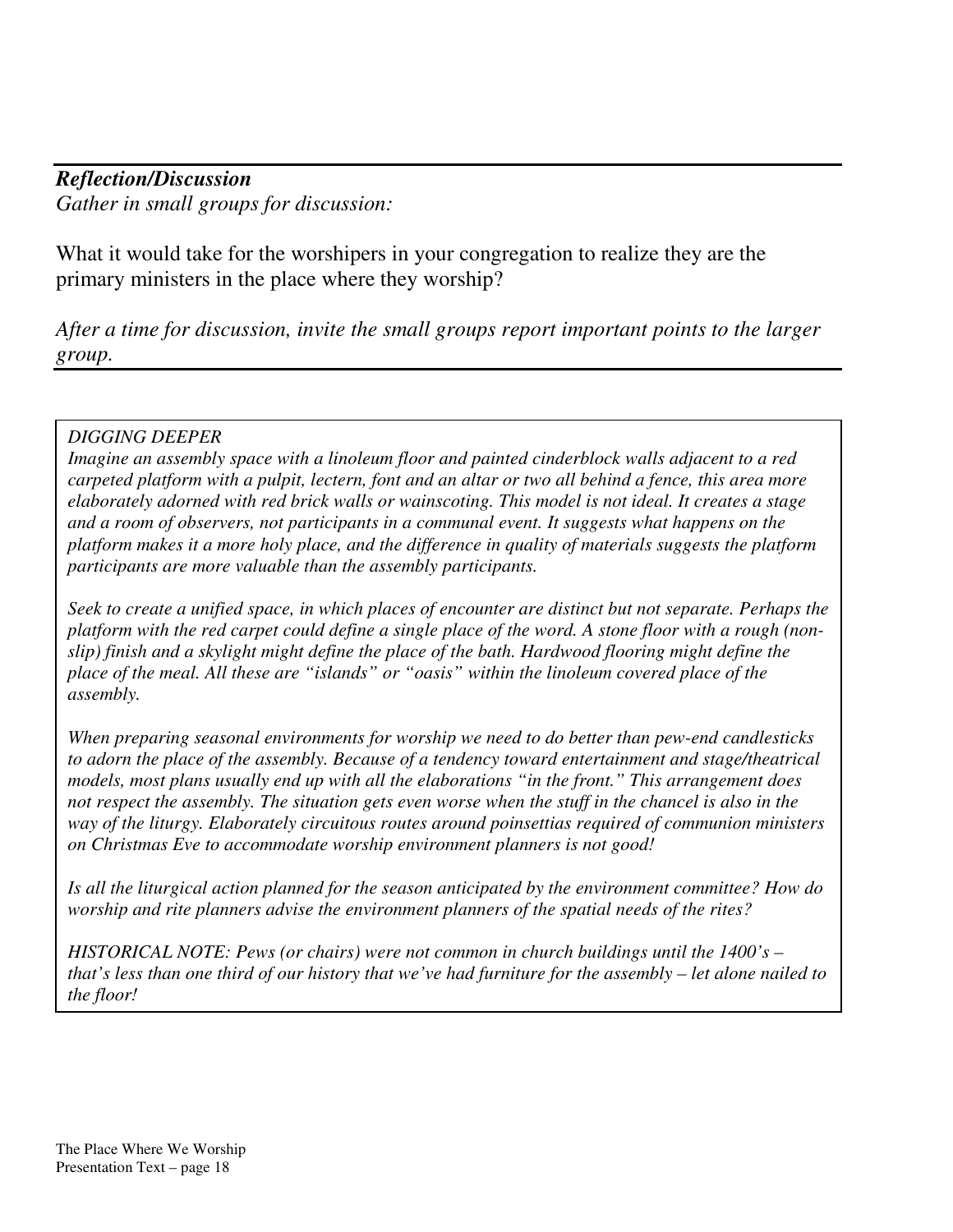### *Reflection/Discussion*

*Gather in small groups for discussion:*

What it would take for the worshipers in your congregation to realize they are the primary ministers in the place where they worship?

*After a time for discussion, invite the small groups report important points to the larger group.*

---

*DIGGING DEEPER*

*Imagine an assembly space with a linoleum floor and painted cinderblock walls adjacent to a red carpeted platform with a pulpit, lectern, font and an altar or two all behind a fence, this area more elaborately adorned with red brick walls or wainscoting. This model is not ideal. It creates a stage and a room of observers, not participants in a communal event. It suggests what happens on the platform makes it a more holy place, and the difference in quality of materials suggests the platform participants are more valuable than the assembly participants.*

*Seek to create a unified space, in which places of encounter are distinct but not separate. Perhaps the platform with the red carpet could define a single place of the word. A stone floor with a rough (non-slip) finish and a skylight might define the place of the bath. Hardwood flooring might define the place of the meal. All these are "islands" or "oasis" within the linoleum covered place of the assembly.*

*When preparing seasonal environments for worship we need to do better than pew-end candlesticks to adorn the place of the assembly. Because of a tendency toward entertainment and stage/theatrical models, most plans usually end up with all the elaborations "in the front." This arrangement does not respect the assembly. The situation gets even worse when the stuff in the chancel is also in the way of the liturgy. Elaborately circuitous routes around poinsettias required of communion ministers on Christmas Eve to accommodate worship environment planners is not good!*

*Is all the liturgical action planned for the season anticipated by the environment committee? How do worship and rite planners advise the environment planners of the spatial needs of the rites?*

*HISTORICAL NOTE: Pews (or chairs) were not common in church buildings until the 1400's – that's less than one third of our history that we've had furniture for the assembly – let alone nailed to the floor!*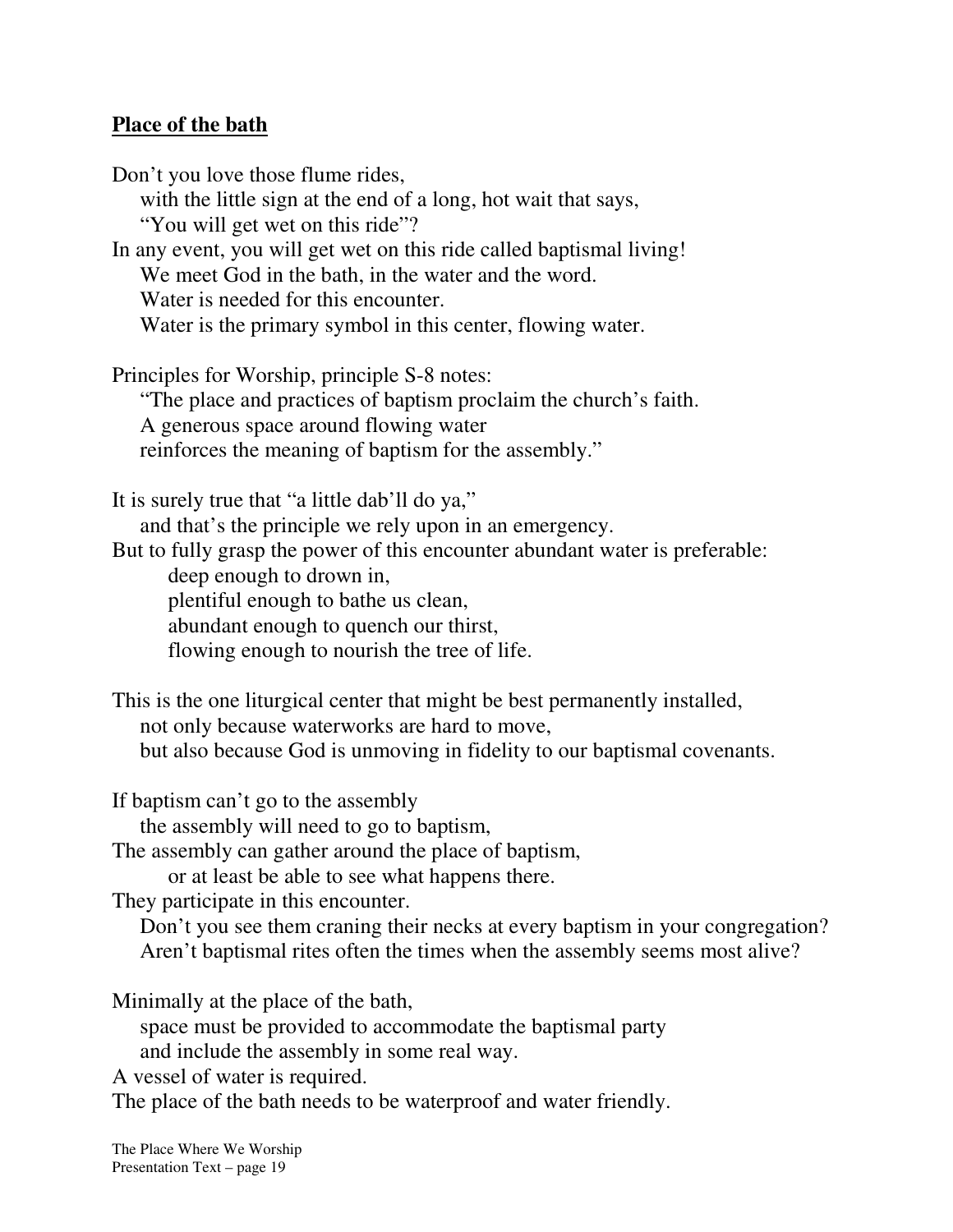**Place of the bath**

Don't you love those flume rides,
with the little sign at the end of a long, hot wait that says,
"You will get wet on this ride"?
In any event, you will get wet on this ride called baptismal living!
We meet God in the bath, in the water and the word.
Water is needed for this encounter.
Water is the primary symbol in this center, flowing water.

Principles for Worship, principle S-8 notes:
"The place and practices of baptism proclaim the church's faith.
A generous space around flowing water
reinforces the meaning of baptism for the assembly."

It is surely true that "a little dab'll do ya,"
and that's the principle we rely upon in an emergency.
But to fully grasp the power of this encounter abundant water is preferable:
deep enough to drown in,
plentiful enough to bathe us clean,
abundant enough to quench our thirst,
flowing enough to nourish the tree of life.

This is the one liturgical center that might be best permanently installed,
not only because waterworks are hard to move,
but also because God is unmoving in fidelity to our baptismal covenants.

If baptism can't go to the assembly
the assembly will need to go to baptism,
The assembly can gather around the place of baptism,
or at least be able to see what happens there.
They participate in this encounter.
Don't you see them craning their necks at every baptism in your congregation?
Aren't baptismal rites often the times when the assembly seems most alive?

Minimally at the place of the bath,
space must be provided to accommodate the baptismal party
and include the assembly in some real way.
A vessel of water is required.
The place of the bath needs to be waterproof and water friendly.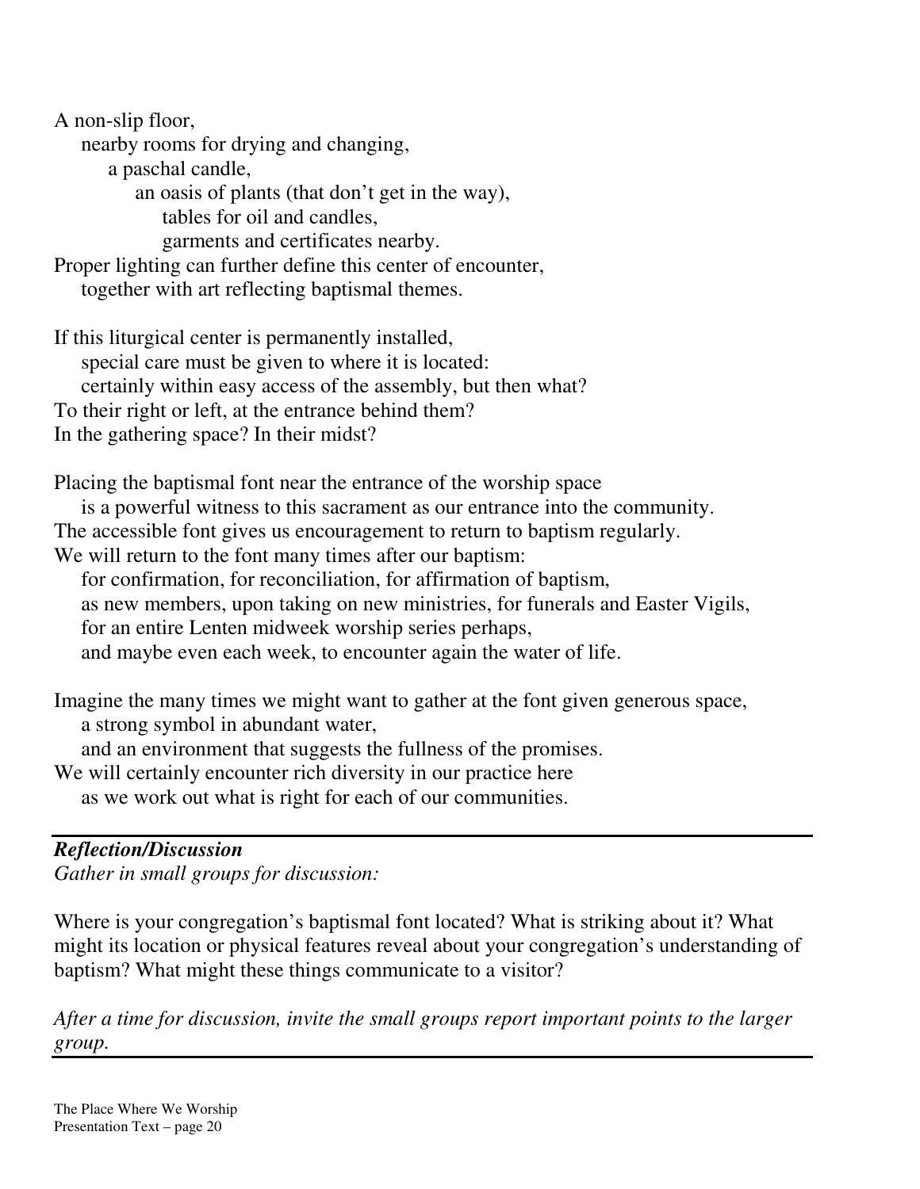A non-slip floor,
nearby rooms for drying and changing,
a paschal candle,
an oasis of plants (that don't get in the way),
tables for oil and candles,
garments and certificates nearby.
Proper lighting can further define this center of encounter,
together with art reflecting baptismal themes.

If this liturgical center is permanently installed,
special care must be given to where it is located:
certainly within easy access of the assembly, but then what?
To their right or left, at the entrance behind them?
In the gathering space? In their midst?

Placing the baptismal font near the entrance of the worship space
is a powerful witness to this sacrament as our entrance into the community.
The accessible font gives us encouragement to return to baptism regularly.
We will return to the font many times after our baptism:
for confirmation, for reconciliation, for affirmation of baptism,
as new members, upon taking on new ministries, for funerals and Easter Vigils,
for an entire Lenten midweek worship series perhaps,
and maybe even each week, to encounter again the water of life.

Imagine the many times we might want to gather at the font given generous space,
a strong symbol in abundant water,
and an environment that suggests the fullness of the promises.
We will certainly encounter rich diversity in our practice here
as we work out what is right for each of our communities.

---

***Reflection/Discussion***
*Gather in small groups for discussion:*

Where is your congregation's baptismal font located? What is striking about it? What might its location or physical features reveal about your congregation's understanding of baptism? What might these things communicate to a visitor?

*After a time for discussion, invite the small groups report important points to the larger group.*

---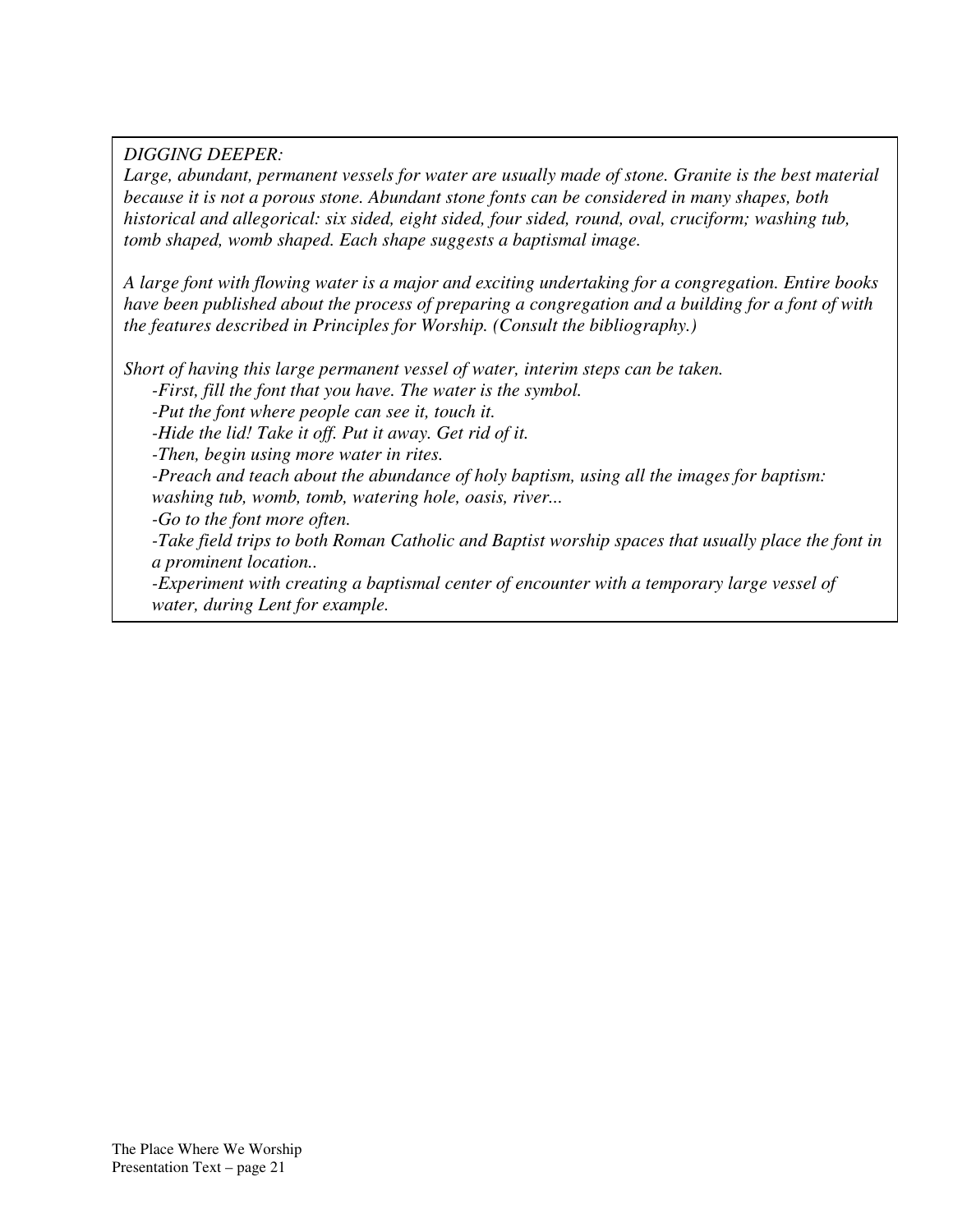*DIGGING DEEPER:*

*Large, abundant, permanent vessels for water are usually made of stone. Granite is the best material because it is not a porous stone. Abundant stone fonts can be considered in many shapes, both historical and allegorical: six sided, eight sided, four sided, round, oval, cruciform; washing tub, tomb shaped, womb shaped. Each shape suggests a baptismal image.*

*A large font with flowing water is a major and exciting undertaking for a congregation. Entire books have been published about the process of preparing a congregation and a building for a font of with the features described in Principles for Worship. (Consult the bibliography.)*

*Short of having this large permanent vessel of water, interim steps can be taken.*

- *First, fill the font that you have. The water is the symbol.*
- *Put the font where people can see it, touch it.*
- *Hide the lid! Take it off. Put it away. Get rid of it.*
- *Then, begin using more water in rites.*
- *Preach and teach about the abundance of holy baptism, using all the images for baptism: washing tub, womb, tomb, watering hole, oasis, river...*
- *Go to the font more often.*
- *Take field trips to both Roman Catholic and Baptist worship spaces that usually place the font in a prominent location..*
- *Experiment with creating a baptismal center of encounter with a temporary large vessel of water, during Lent for example.*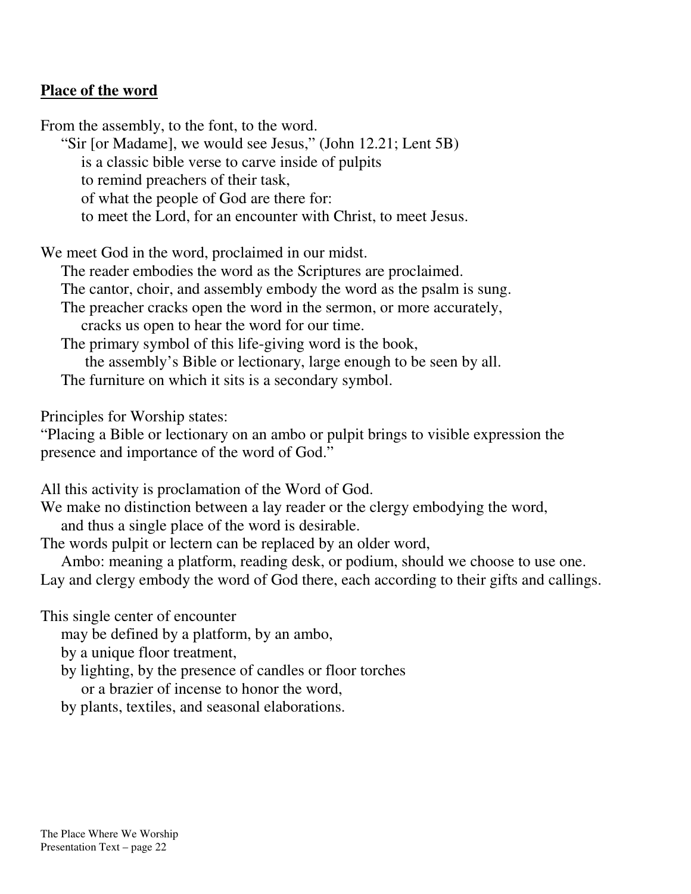**Place of the word**

From the assembly, to the font, to the word.
"Sir [or Madame], we would see Jesus," (John 12.21; Lent 5B)
is a classic bible verse to carve inside of pulpits
to remind preachers of their task,
of what the people of God are there for:
to meet the Lord, for an encounter with Christ, to meet Jesus.

We meet God in the word, proclaimed in our midst.
The reader embodies the word as the Scriptures are proclaimed.
The cantor, choir, and assembly embody the word as the psalm is sung.
The preacher cracks open the word in the sermon, or more accurately,
cracks us open to hear the word for our time.
The primary symbol of this life-giving word is the book,
the assembly's Bible or lectionary, large enough to be seen by all.
The furniture on which it sits is a secondary symbol.

Principles for Worship states:
"Placing a Bible or lectionary on an ambo or pulpit brings to visible expression the presence and importance of the word of God."

All this activity is proclamation of the Word of God.
We make no distinction between a lay reader or the clergy embodying the word,
and thus a single place of the word is desirable.
The words pulpit or lectern can be replaced by an older word,
Ambo: meaning a platform, reading desk, or podium, should we choose to use one.
Lay and clergy embody the word of God there, each according to their gifts and callings.

This single center of encounter
may be defined by a platform, by an ambo,
by a unique floor treatment,
by lighting, by the presence of candles or floor torches
or a brazier of incense to honor the word,
by plants, textiles, and seasonal elaborations.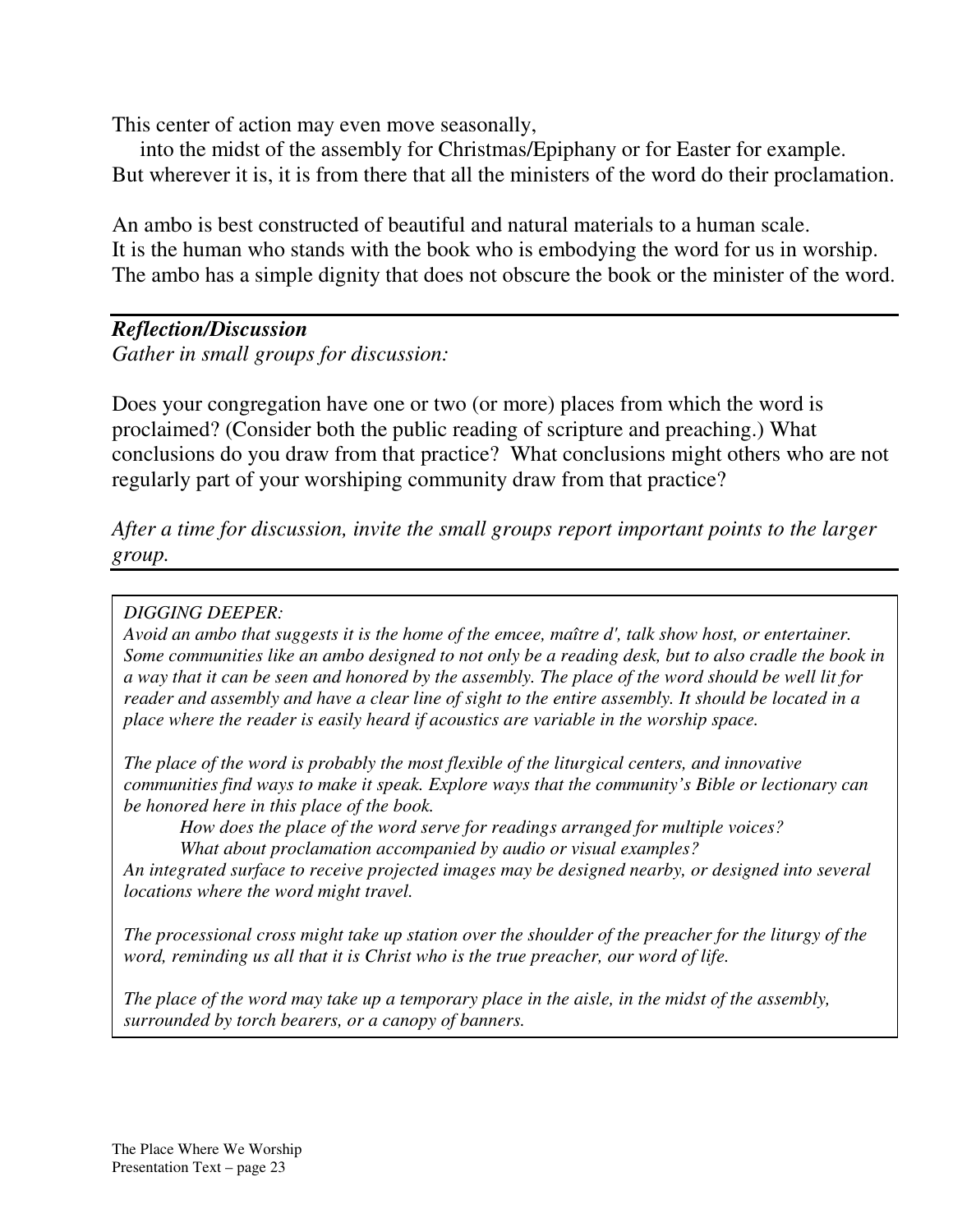This center of action may even move seasonally,
into the midst of the assembly for Christmas/Epiphany or for Easter for example.
But wherever it is, it is from there that all the ministers of the word do their proclamation.

An ambo is best constructed of beautiful and natural materials to a human scale.
It is the human who stands with the book who is embodying the word for us in worship.
The ambo has a simple dignity that does not obscure the book or the minister of the word.

---

***Reflection/Discussion***
*Gather in small groups for discussion:*

Does your congregation have one or two (or more) places from which the word is proclaimed? (Consider both the public reading of scripture and preaching.) What conclusions do you draw from that practice? What conclusions might others who are not regularly part of your worshiping community draw from that practice?

*After a time for discussion, invite the small groups report important points to the larger group.*

---

*DIGGING DEEPER:*
*Avoid an ambo that suggests it is the home of the emcee, maître d', talk show host, or entertainer. Some communities like an ambo designed to not only be a reading desk, but to also cradle the book in a way that it can be seen and honored by the assembly. The place of the word should be well lit for reader and assembly and have a clear line of sight to the entire assembly. It should be located in a place where the reader is easily heard if acoustics are variable in the worship space.*

*The place of the word is probably the most flexible of the liturgical centers, and innovative communities find ways to make it speak. Explore ways that the community's Bible or lectionary can be honored here in this place of the book.*
*How does the place of the word serve for readings arranged for multiple voices?*
*What about proclamation accompanied by audio or visual examples?*
*An integrated surface to receive projected images may be designed nearby, or designed into several locations where the word might travel.*

*The processional cross might take up station over the shoulder of the preacher for the liturgy of the word, reminding us all that it is Christ who is the true preacher, our word of life.*

*The place of the word may take up a temporary place in the aisle, in the midst of the assembly, surrounded by torch bearers, or a canopy of banners.*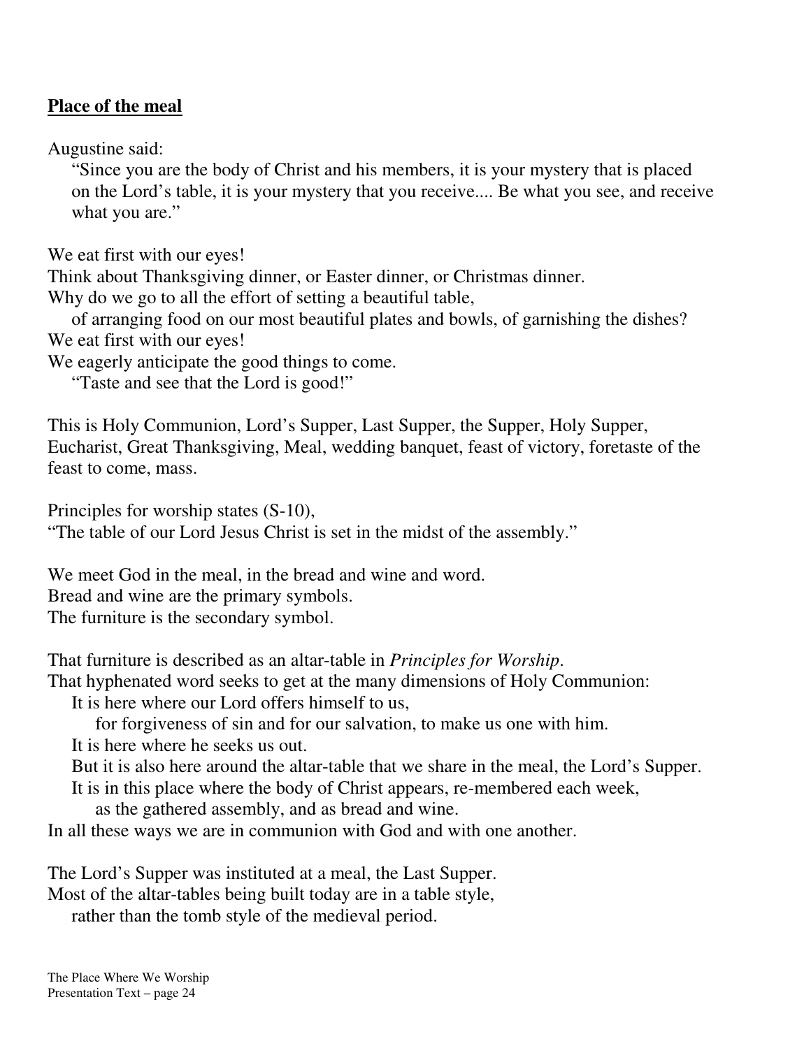**Place of the meal**

Augustine said:

> "Since you are the body of Christ and his members, it is your mystery that is placed on the Lord's table, it is your mystery that you receive.... Be what you see, and receive what you are."

We eat first with our eyes!
Think about Thanksgiving dinner, or Easter dinner, or Christmas dinner.
Why do we go to all the effort of setting a beautiful table,
  of arranging food on our most beautiful plates and bowls, of garnishing the dishes?
We eat first with our eyes!
We eagerly anticipate the good things to come.
  "Taste and see that the Lord is good!"

This is Holy Communion, Lord's Supper, Last Supper, the Supper, Holy Supper, Eucharist, Great Thanksgiving, Meal, wedding banquet, feast of victory, foretaste of the feast to come, mass.

Principles for worship states (S-10),
"The table of our Lord Jesus Christ is set in the midst of the assembly."

We meet God in the meal, in the bread and wine and word.
Bread and wine are the primary symbols.
The furniture is the secondary symbol.

That furniture is described as an altar-table in *Principles for Worship*.
That hyphenated word seeks to get at the many dimensions of Holy Communion:
  It is here where our Lord offers himself to us,
    for forgiveness of sin and for our salvation, to make us one with him.
  It is here where he seeks us out.
  But it is also here around the altar-table that we share in the meal, the Lord's Supper.
  It is in this place where the body of Christ appears, re-membered each week,
    as the gathered assembly, and as bread and wine.
In all these ways we are in communion with God and with one another.

The Lord's Supper was instituted at a meal, the Last Supper.
Most of the altar-tables being built today are in a table style,
  rather than the tomb style of the medieval period.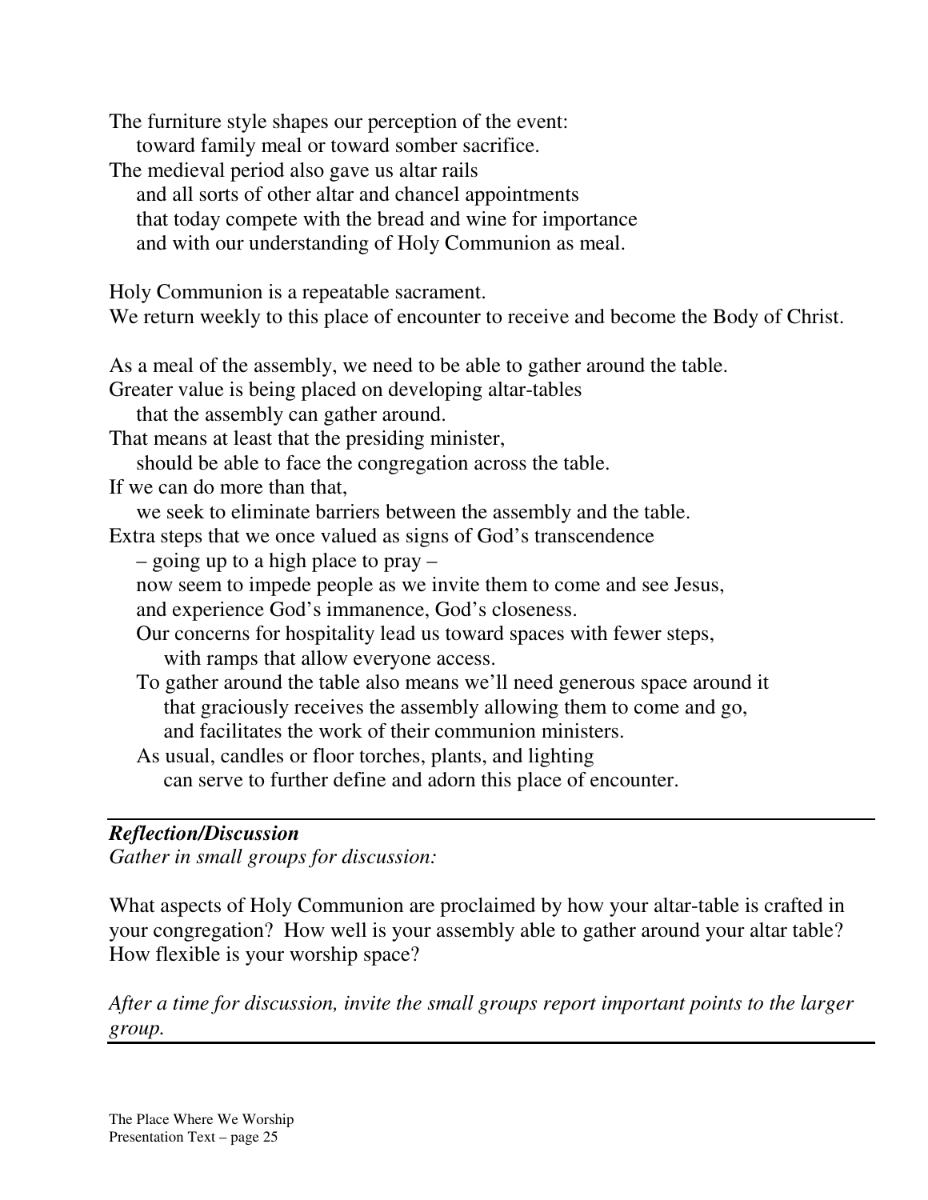The furniture style shapes our perception of the event:
toward family meal or toward somber sacrifice.
The medieval period also gave us altar rails
and all sorts of other altar and chancel appointments
that today compete with the bread and wine for importance
and with our understanding of Holy Communion as meal.

Holy Communion is a repeatable sacrament.
We return weekly to this place of encounter to receive and become the Body of Christ.

As a meal of the assembly, we need to be able to gather around the table.
Greater value is being placed on developing altar-tables
that the assembly can gather around.
That means at least that the presiding minister,
should be able to face the congregation across the table.
If we can do more than that,
we seek to eliminate barriers between the assembly and the table.
Extra steps that we once valued as signs of God's transcendence
– going up to a high place to pray –
now seem to impede people as we invite them to come and see Jesus,
and experience God's immanence, God's closeness.
Our concerns for hospitality lead us toward spaces with fewer steps,
with ramps that allow everyone access.
To gather around the table also means we'll need generous space around it
that graciously receives the assembly allowing them to come and go,
and facilitates the work of their communion ministers.
As usual, candles or floor torches, plants, and lighting
can serve to further define and adorn this place of encounter.

---

***Reflection/Discussion***
*Gather in small groups for discussion:*

What aspects of Holy Communion are proclaimed by how your altar-table is crafted in your congregation? How well is your assembly able to gather around your altar table? How flexible is your worship space?

*After a time for discussion, invite the small groups report important points to the larger group.*

---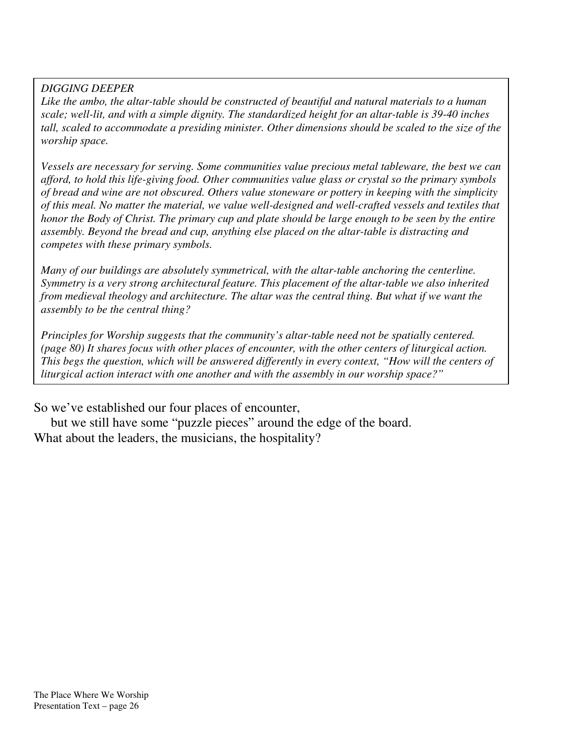*DIGGING DEEPER*

*Like the ambo, the altar-table should be constructed of beautiful and natural materials to a human scale; well-lit, and with a simple dignity. The standardized height for an altar-table is 39-40 inches tall, scaled to accommodate a presiding minister. Other dimensions should be scaled to the size of the worship space.*

*Vessels are necessary for serving. Some communities value precious metal tableware, the best we can afford, to hold this life-giving food. Other communities value glass or crystal so the primary symbols of bread and wine are not obscured. Others value stoneware or pottery in keeping with the simplicity of this meal. No matter the material, we value well-designed and well-crafted vessels and textiles that honor the Body of Christ. The primary cup and plate should be large enough to be seen by the entire assembly. Beyond the bread and cup, anything else placed on the altar-table is distracting and competes with these primary symbols.*

*Many of our buildings are absolutely symmetrical, with the altar-table anchoring the centerline. Symmetry is a very strong architectural feature. This placement of the altar-table we also inherited from medieval theology and architecture. The altar was the central thing. But what if we want the assembly to be the central thing?*

*Principles for Worship suggests that the community's altar-table need not be spatially centered. (page 80) It shares focus with other places of encounter, with the other centers of liturgical action. This begs the question, which will be answered differently in every context, "How will the centers of liturgical action interact with one another and with the assembly in our worship space?"*

So we've established our four places of encounter,
but we still have some "puzzle pieces" around the edge of the board.
What about the leaders, the musicians, the hospitality?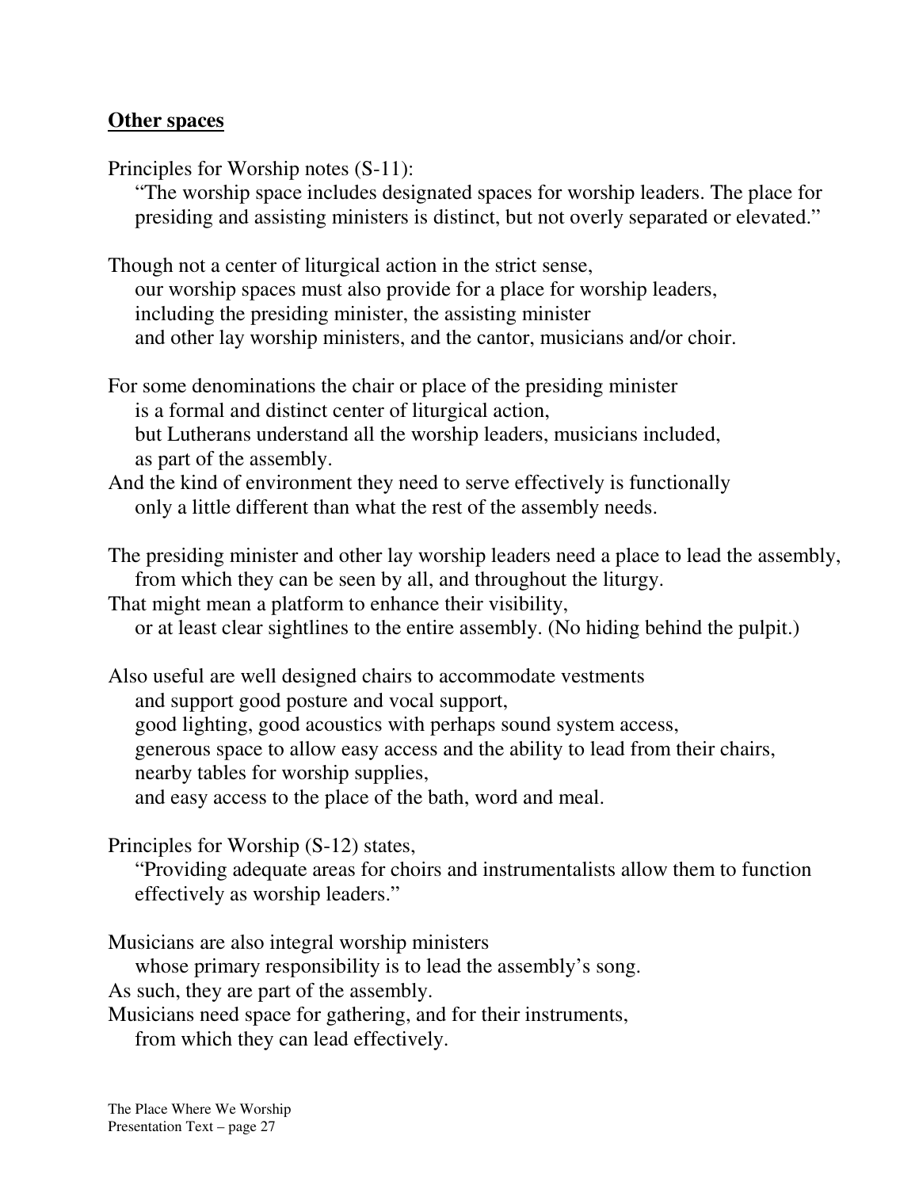## Other spaces

Principles for Worship notes (S-11):

> "The worship space includes designated spaces for worship leaders. The place for presiding and assisting ministers is distinct, but not overly separated or elevated."

Though not a center of liturgical action in the strict sense,
our worship spaces must also provide for a place for worship leaders,
including the presiding minister, the assisting minister
and other lay worship ministers, and the cantor, musicians and/or choir.

For some denominations the chair or place of the presiding minister
is a formal and distinct center of liturgical action,
but Lutherans understand all the worship leaders, musicians included,
as part of the assembly.
And the kind of environment they need to serve effectively is functionally
only a little different than what the rest of the assembly needs.

The presiding minister and other lay worship leaders need a place to lead the assembly,
from which they can be seen by all, and throughout the liturgy.
That might mean a platform to enhance their visibility,
or at least clear sightlines to the entire assembly. (No hiding behind the pulpit.)

Also useful are well designed chairs to accommodate vestments
and support good posture and vocal support,
good lighting, good acoustics with perhaps sound system access,
generous space to allow easy access and the ability to lead from their chairs,
nearby tables for worship supplies,
and easy access to the place of the bath, word and meal.

Principles for Worship (S-12) states,

> "Providing adequate areas for choirs and instrumentalists allow them to function effectively as worship leaders."

Musicians are also integral worship ministers
whose primary responsibility is to lead the assembly's song.
As such, they are part of the assembly.
Musicians need space for gathering, and for their instruments,
from which they can lead effectively.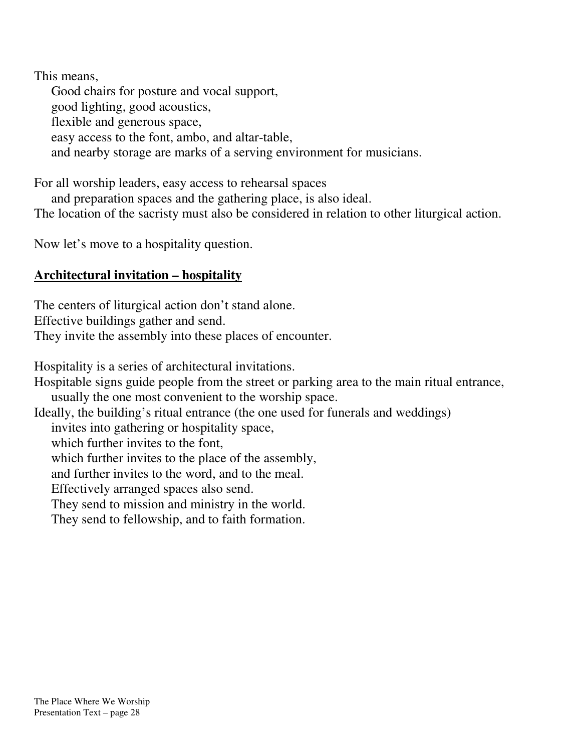This means,
Good chairs for posture and vocal support,
good lighting, good acoustics,
flexible and generous space,
easy access to the font, ambo, and altar-table,
and nearby storage are marks of a serving environment for musicians.

For all worship leaders, easy access to rehearsal spaces
and preparation spaces and the gathering place, is also ideal.
The location of the sacristy must also be considered in relation to other liturgical action.

Now let's move to a hospitality question.

**<u>Architectural invitation – hospitality</u>**

The centers of liturgical action don't stand alone.
Effective buildings gather and send.
They invite the assembly into these places of encounter.

Hospitality is a series of architectural invitations.
Hospitable signs guide people from the street or parking area to the main ritual entrance,
usually the one most convenient to the worship space.
Ideally, the building's ritual entrance (the one used for funerals and weddings)
invites into gathering or hospitality space,
which further invites to the font,
which further invites to the place of the assembly,
and further invites to the word, and to the meal.
Effectively arranged spaces also send.
They send to mission and ministry in the world.
They send to fellowship, and to faith formation.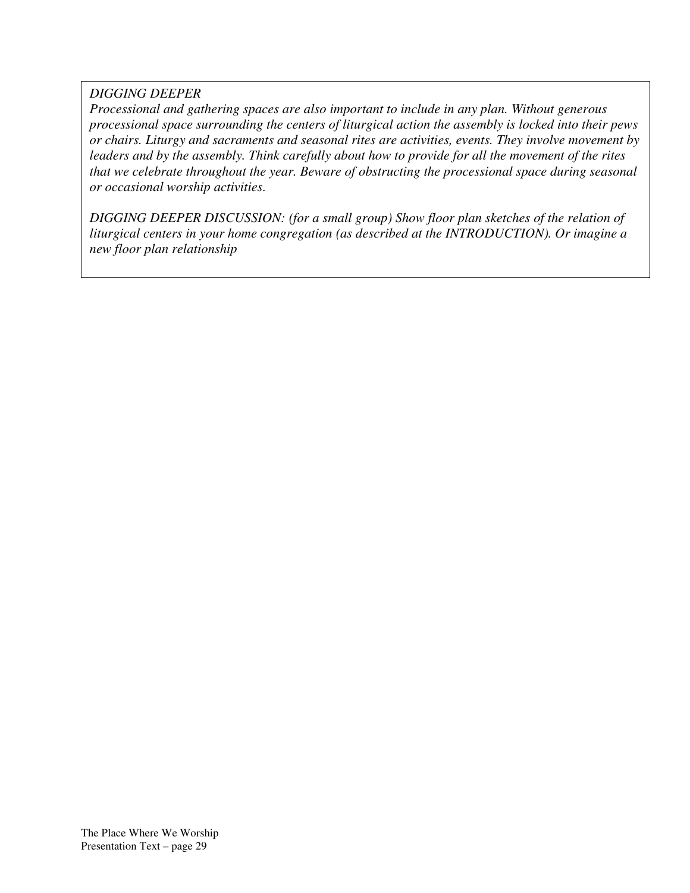*DIGGING DEEPER*

*Processional and gathering spaces are also important to include in any plan. Without generous processional space surrounding the centers of liturgical action the assembly is locked into their pews or chairs. Liturgy and sacraments and seasonal rites are activities, events. They involve movement by leaders and by the assembly. Think carefully about how to provide for all the movement of the rites that we celebrate throughout the year. Beware of obstructing the processional space during seasonal or occasional worship activities.*

*DIGGING DEEPER DISCUSSION: (for a small group) Show floor plan sketches of the relation of liturgical centers in your home congregation (as described at the INTRODUCTION). Or imagine a new floor plan relationship*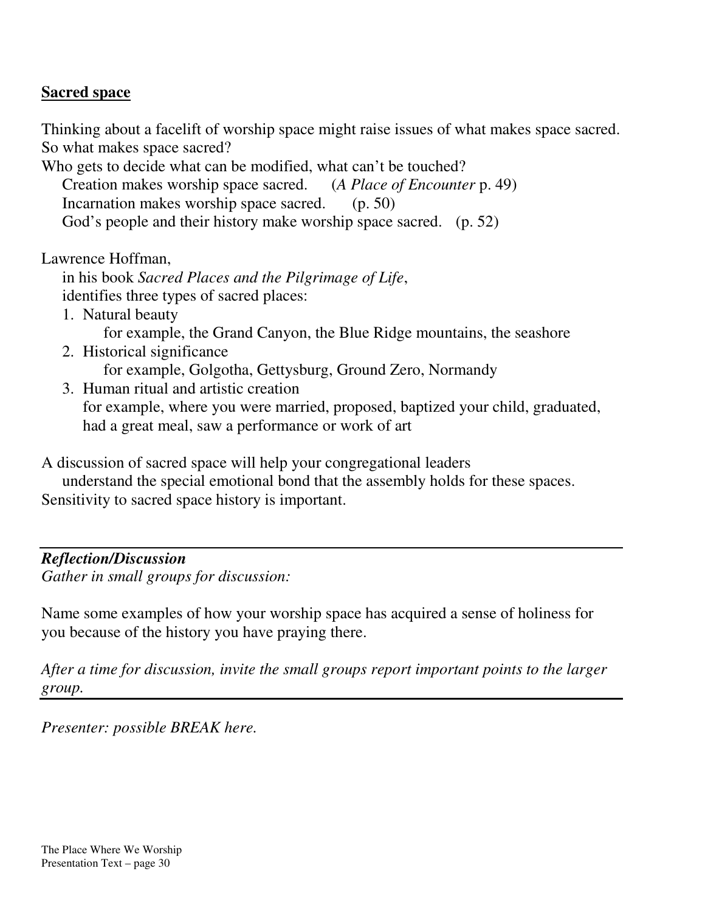**Sacred space**

Thinking about a facelift of worship space might raise issues of what makes space sacred.
So what makes space sacred?
Who gets to decide what can be modified, what can't be touched?

Creation makes worship space sacred. (*A Place of Encounter* p. 49)
Incarnation makes worship space sacred. (p. 50)
God's people and their history make worship space sacred. (p. 52)

Lawrence Hoffman,
in his book *Sacred Places and the Pilgrimage of Life*,
identifies three types of sacred places:

1. Natural beauty
   for example, the Grand Canyon, the Blue Ridge mountains, the seashore
2. Historical significance
   for example, Golgotha, Gettysburg, Ground Zero, Normandy
3. Human ritual and artistic creation
   for example, where you were married, proposed, baptized your child, graduated, had a great meal, saw a performance or work of art

A discussion of sacred space will help your congregational leaders
understand the special emotional bond that the assembly holds for these spaces.
Sensitivity to sacred space history is important.

---

***Reflection/Discussion***
*Gather in small groups for discussion:*

Name some examples of how your worship space has acquired a sense of holiness for you because of the history you have praying there.

*After a time for discussion, invite the small groups report important points to the larger group.*

---

*Presenter: possible BREAK here.*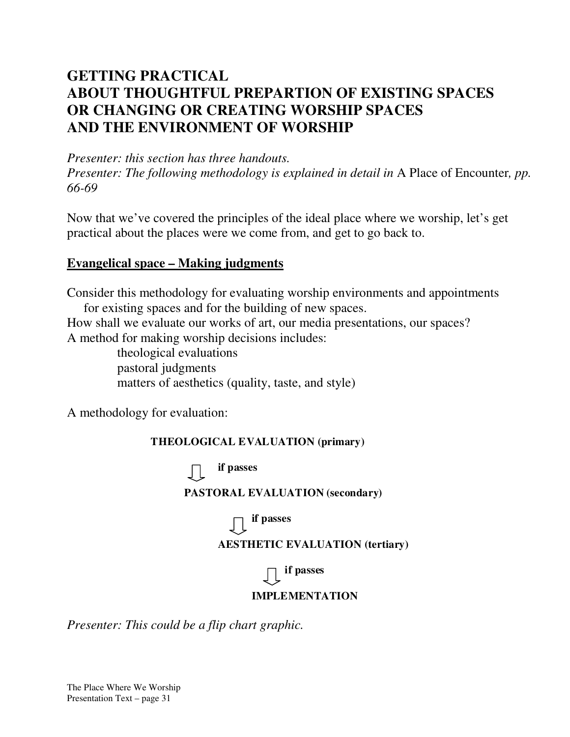# GETTING PRACTICAL
# ABOUT THOUGHTFUL PREPARTION OF EXISTING SPACES
# OR CHANGING OR CREATING WORSHIP SPACES
# AND THE ENVIRONMENT OF WORSHIP

*Presenter: this section has three handouts.*
*Presenter: The following methodology is explained in detail in* A Place of Encounter*, pp. 66-69*

Now that we've covered the principles of the ideal place where we worship, let's get practical about the places were we come from, and get to go back to.

**Evangelical space – Making judgments**

Consider this methodology for evaluating worship environments and appointments for existing spaces and for the building of new spaces.
How shall we evaluate our works of art, our media presentations, our spaces?
A method for making worship decisions includes:

- theological evaluations
- pastoral judgments
- matters of aesthetics (quality, taste, and style)

A methodology for evaluation:

**THEOLOGICAL EVALUATION (primary)**

⇩ **if passes**

**PASTORAL EVALUATION (secondary)**

⇩ **if passes**

**AESTHETIC EVALUATION (tertiary)**

⇩ **if passes**

**IMPLEMENTATION**

*Presenter: This could be a flip chart graphic.*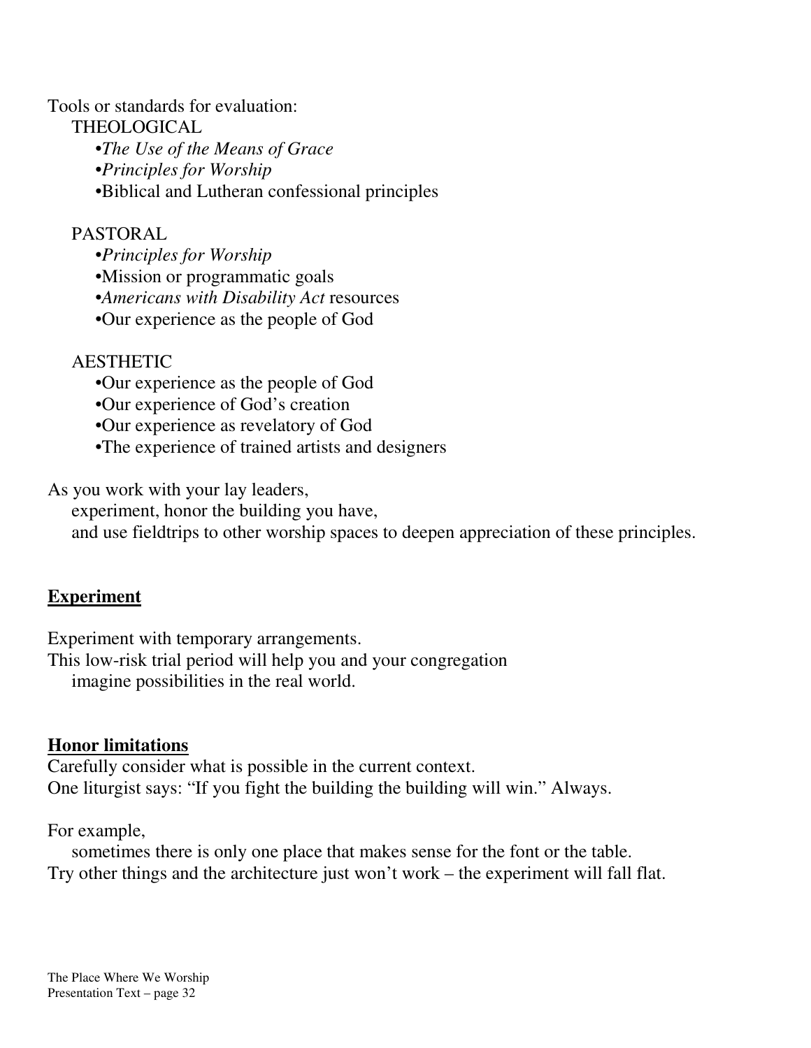Tools or standards for evaluation:

THEOLOGICAL

- *The Use of the Means of Grace*
- *Principles for Worship*
- Biblical and Lutheran confessional principles

PASTORAL

- *Principles for Worship*
- Mission or programmatic goals
- *Americans with Disability Act* resources
- Our experience as the people of God

AESTHETIC

- Our experience as the people of God
- Our experience of God's creation
- Our experience as revelatory of God
- The experience of trained artists and designers

As you work with your lay leaders,
experiment, honor the building you have,
and use fieldtrips to other worship spaces to deepen appreciation of these principles.

**<u>Experiment</u>**

Experiment with temporary arrangements.
This low-risk trial period will help you and your congregation
imagine possibilities in the real world.

**<u>Honor limitations</u>**

Carefully consider what is possible in the current context.
One liturgist says: "If you fight the building the building will win." Always.

For example,
sometimes there is only one place that makes sense for the font or the table.
Try other things and the architecture just won't work – the experiment will fall flat.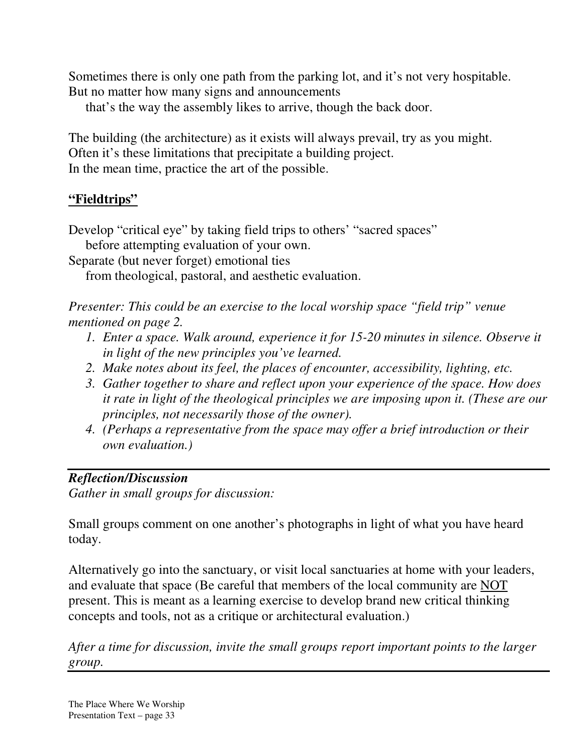Sometimes there is only one path from the parking lot, and it's not very hospitable.
But no matter how many signs and announcements
that's the way the assembly likes to arrive, though the back door.

The building (the architecture) as it exists will always prevail, try as you might.
Often it's these limitations that precipitate a building project.
In the mean time, practice the art of the possible.

**<u>"Fieldtrips"</u>**

Develop "critical eye" by taking field trips to others' "sacred spaces"
before attempting evaluation of your own.
Separate (but never forget) emotional ties
from theological, pastoral, and aesthetic evaluation.

*Presenter: This could be an exercise to the local worship space "field trip" venue mentioned on page 2.*

1. *Enter a space. Walk around, experience it for 15-20 minutes in silence. Observe it in light of the new principles you've learned.*
2. *Make notes about its feel, the places of encounter, accessibility, lighting, etc.*
3. *Gather together to share and reflect upon your experience of the space. How does it rate in light of the theological principles we are imposing upon it. (These are our principles, not necessarily those of the owner).*
4. *(Perhaps a representative from the space may offer a brief introduction or their own evaluation.)*

---

***Reflection/Discussion***
*Gather in small groups for discussion:*

Small groups comment on one another's photographs in light of what you have heard today.

Alternatively go into the sanctuary, or visit local sanctuaries at home with your leaders, and evaluate that space (Be careful that members of the local community are <u>NOT</u> present. This is meant as a learning exercise to develop brand new critical thinking concepts and tools, not as a critique or architectural evaluation.)

*After a time for discussion, invite the small groups report important points to the larger group.*

---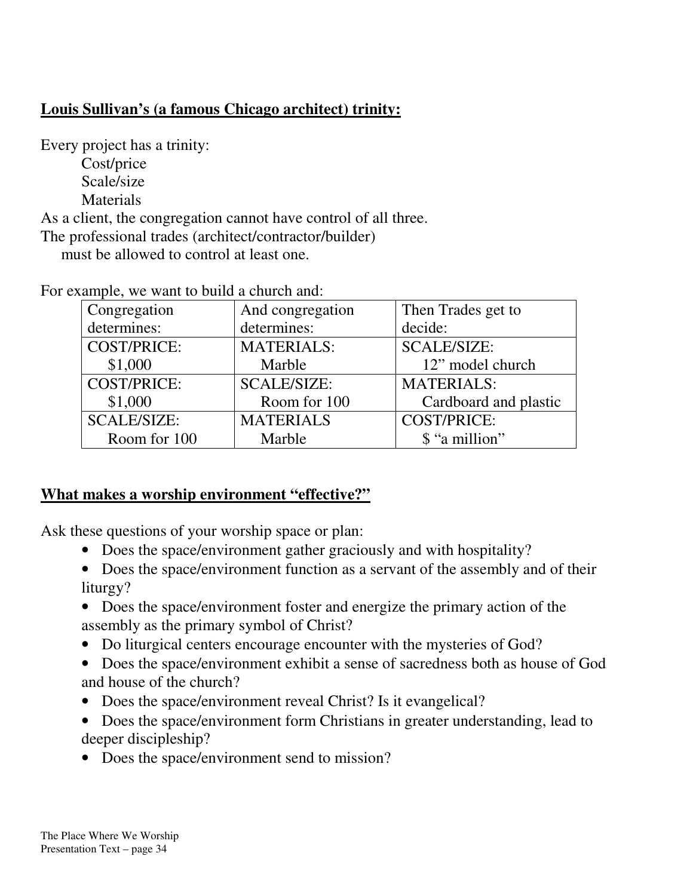**Louis Sullivan's (a famous Chicago architect) trinity:**

Every project has a trinity:

Cost/price
Scale/size
Materials

As a client, the congregation cannot have control of all three.
The professional trades (architect/contractor/builder) must be allowed to control at least one.

For example, we want to build a church and:

| Congregation determines: | And congregation determines: | Then Trades get to decide: |
|---|---|---|
| COST/PRICE: $1,000 | MATERIALS: Marble | SCALE/SIZE: 12" model church |
| COST/PRICE: $1,000 | SCALE/SIZE: Room for 100 | MATERIALS: Cardboard and plastic |
| SCALE/SIZE: Room for 100 | MATERIALS Marble | COST/PRICE: $ "a million" |

**What makes a worship environment "effective?"**

Ask these questions of your worship space or plan:

- Does the space/environment gather graciously and with hospitality?
- Does the space/environment function as a servant of the assembly and of their liturgy?
- Does the space/environment foster and energize the primary action of the assembly as the primary symbol of Christ?
- Do liturgical centers encourage encounter with the mysteries of God?
- Does the space/environment exhibit a sense of sacredness both as house of God and house of the church?
- Does the space/environment reveal Christ? Is it evangelical?
- Does the space/environment form Christians in greater understanding, lead to deeper discipleship?
- Does the space/environment send to mission?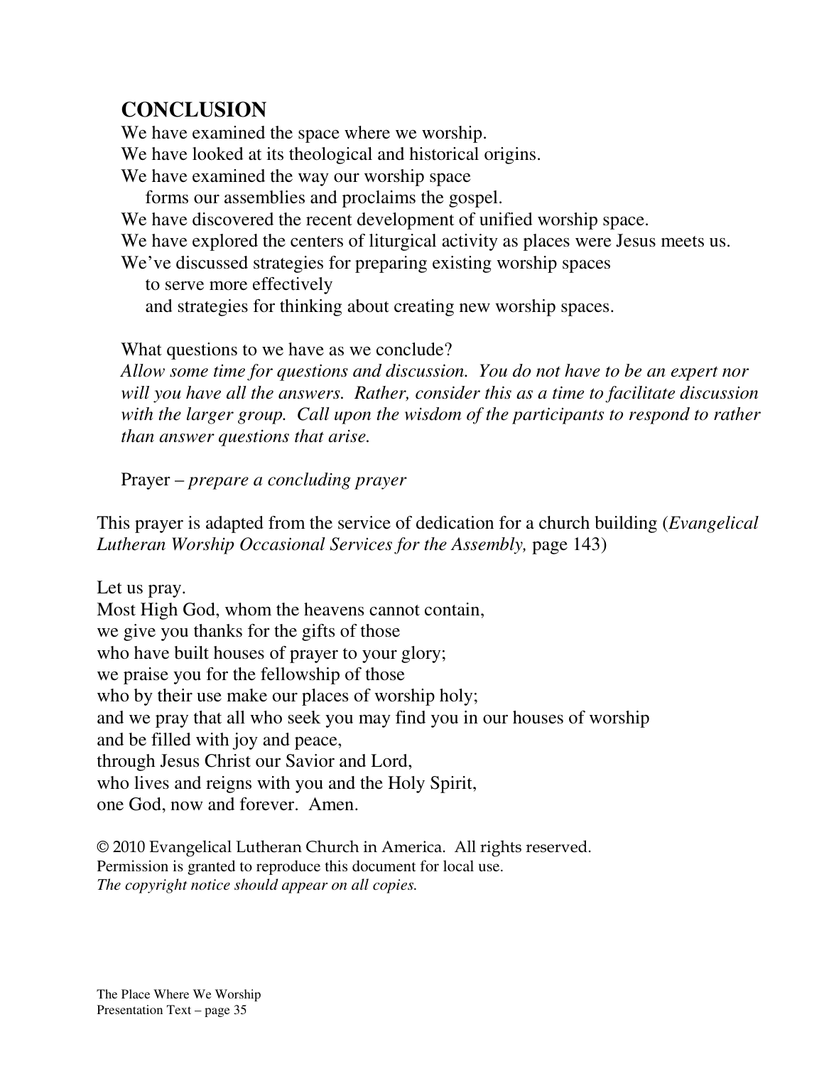## CONCLUSION

We have examined the space where we worship.
We have looked at its theological and historical origins.
We have examined the way our worship space
forms our assemblies and proclaims the gospel.
We have discovered the recent development of unified worship space.
We have explored the centers of liturgical activity as places were Jesus meets us.
We've discussed strategies for preparing existing worship spaces
to serve more effectively
and strategies for thinking about creating new worship spaces.

What questions to we have as we conclude?
*Allow some time for questions and discussion. You do not have to be an expert nor will you have all the answers. Rather, consider this as a time to facilitate discussion with the larger group. Call upon the wisdom of the participants to respond to rather than answer questions that arise.*

Prayer – *prepare a concluding prayer*

This prayer is adapted from the service of dedication for a church building (*Evangelical Lutheran Worship Occasional Services for the Assembly,* page 143)

Let us pray.
Most High God, whom the heavens cannot contain,
we give you thanks for the gifts of those
who have built houses of prayer to your glory;
we praise you for the fellowship of those
who by their use make our places of worship holy;
and we pray that all who seek you may find you in our houses of worship
and be filled with joy and peace,
through Jesus Christ our Savior and Lord,
who lives and reigns with you and the Holy Spirit,
one God, now and forever. Amen.

© 2010 Evangelical Lutheran Church in America. All rights reserved.
Permission is granted to reproduce this document for local use.
*The copyright notice should appear on all copies.*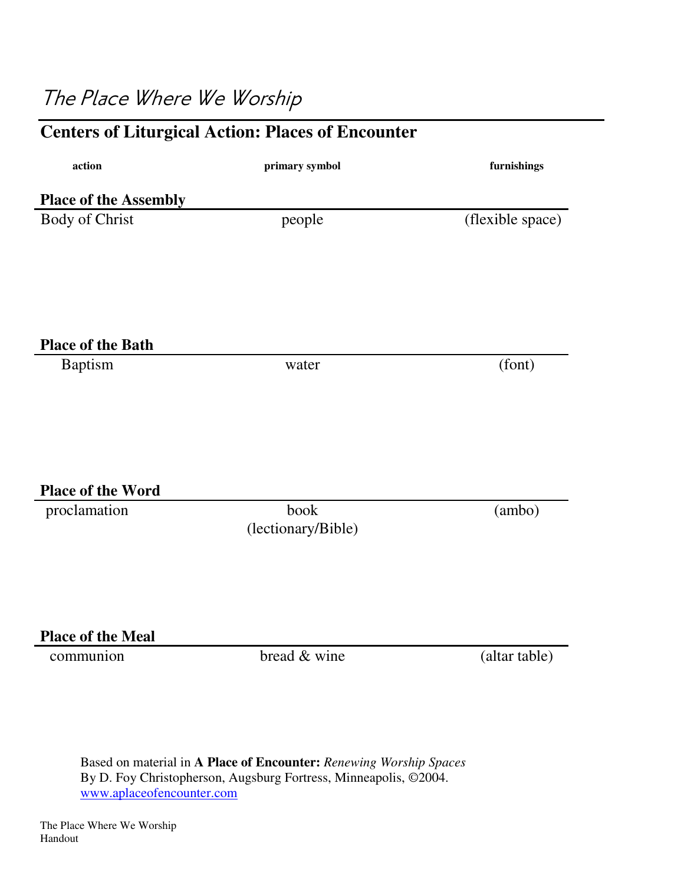# *The Place Where We Worship*

## Centers of Liturgical Action: Places of Encounter

| action | primary symbol | furnishings |
|---|---|---|
| **Place of the Assembly** | | |
| Body of Christ | people | (flexible space) |
| **Place of the Bath** | | |
| Baptism | water | (font) |
| **Place of the Word** | | |
| proclamation | book (lectionary/Bible) | (ambo) |
| **Place of the Meal** | | |
| communion | bread & wine | (altar table) |

Based on material in **A Place of Encounter:** *Renewing Worship Spaces*
By D. Foy Christopherson, Augsburg Fortress, Minneapolis, ©2004.
www.aplaceofencounter.com

The Place Where We Worship
Handout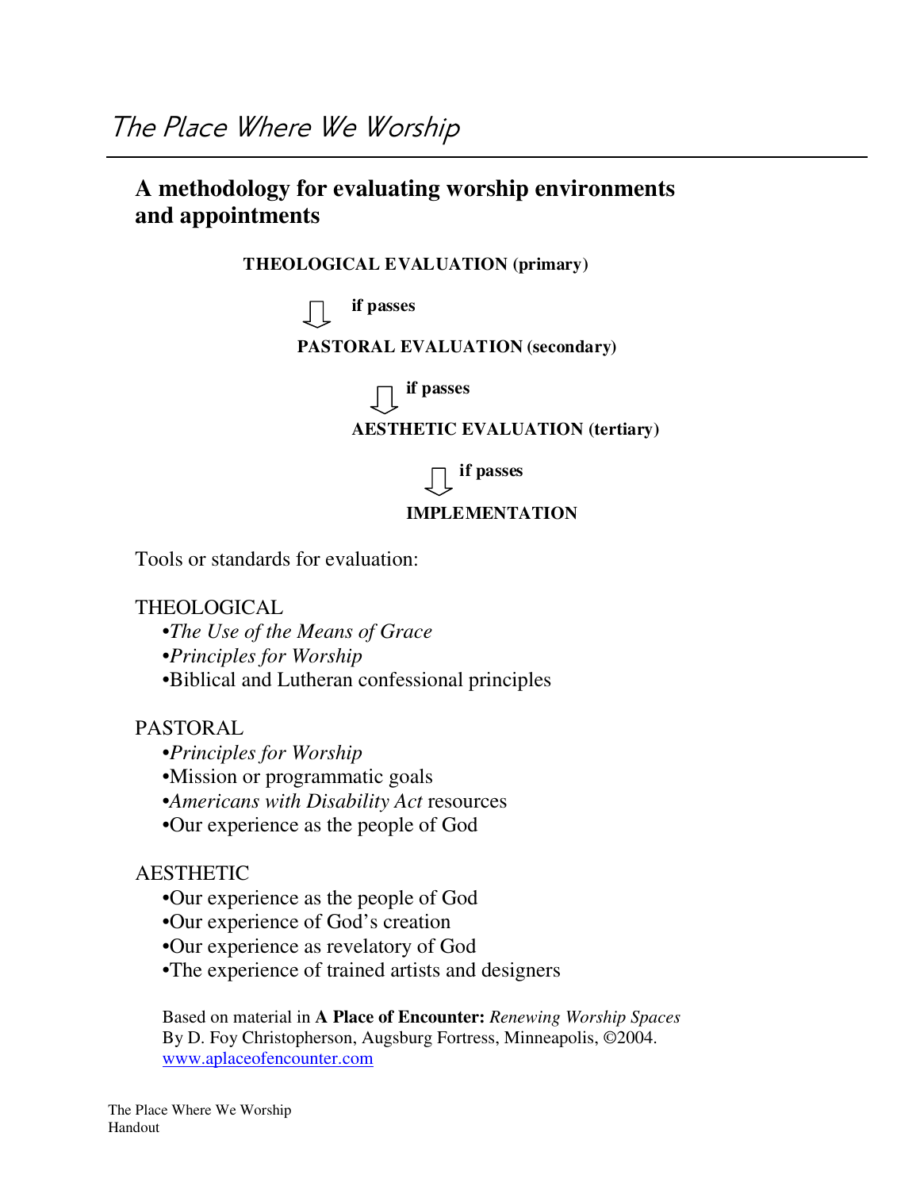# The Place Where We Worship

## A methodology for evaluating worship environments and appointments

**THEOLOGICAL EVALUATION (primary)**

⇩ **if passes**

**PASTORAL EVALUATION (secondary)**

⇩ **if passes**

**AESTHETIC EVALUATION (tertiary)**

⇩ **if passes**

**IMPLEMENTATION**

Tools or standards for evaluation:

THEOLOGICAL

- *The Use of the Means of Grace*
- *Principles for Worship*
- Biblical and Lutheran confessional principles

PASTORAL

- *Principles for Worship*
- Mission or programmatic goals
- *Americans with Disability Act* resources
- Our experience as the people of God

AESTHETIC

- Our experience as the people of God
- Our experience of God's creation
- Our experience as revelatory of God
- The experience of trained artists and designers

Based on material in **A Place of Encounter:** *Renewing Worship Spaces*
By D. Foy Christopherson, Augsburg Fortress, Minneapolis, ©2004.
www.aplaceofencounter.com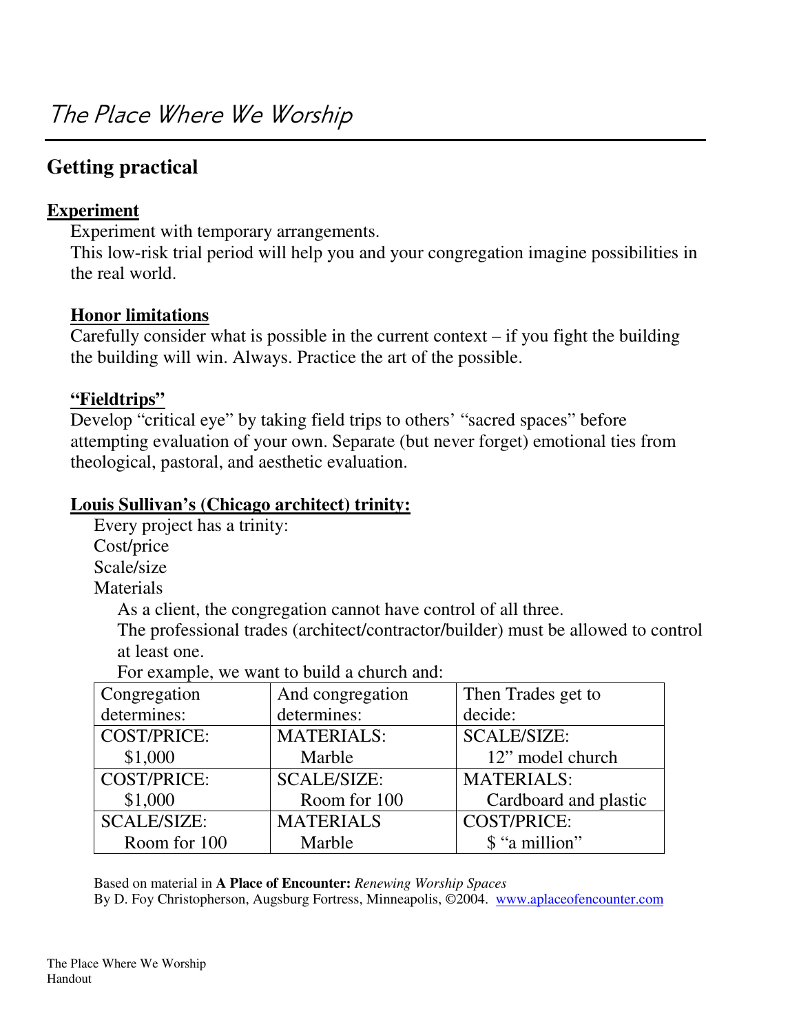# The Place Where We Worship

## Getting practical

**Experiment**

Experiment with temporary arrangements.
This low-risk trial period will help you and your congregation imagine possibilities in the real world.

**Honor limitations**

Carefully consider what is possible in the current context – if you fight the building the building will win. Always. Practice the art of the possible.

**"Fieldtrips"**

Develop "critical eye" by taking field trips to others' "sacred spaces" before attempting evaluation of your own. Separate (but never forget) emotional ties from theological, pastoral, and aesthetic evaluation.

**Louis Sullivan's (Chicago architect) trinity:**

Every project has a trinity:
Cost/price
Scale/size
Materials

As a client, the congregation cannot have control of all three.
The professional trades (architect/contractor/builder) must be allowed to control at least one.
For example, we want to build a church and:

| Congregation determines: | And congregation determines: | Then Trades get to decide: |
|---|---|---|
| COST/PRICE: $1,000 | MATERIALS: Marble | SCALE/SIZE: 12" model church |
| COST/PRICE: $1,000 | SCALE/SIZE: Room for 100 | MATERIALS: Cardboard and plastic |
| SCALE/SIZE: Room for 100 | MATERIALS Marble | COST/PRICE: $ "a million" |

Based on material in **A Place of Encounter:** *Renewing Worship Spaces*
By D. Foy Christopherson, Augsburg Fortress, Minneapolis, ©2004. www.aplaceofencounter.com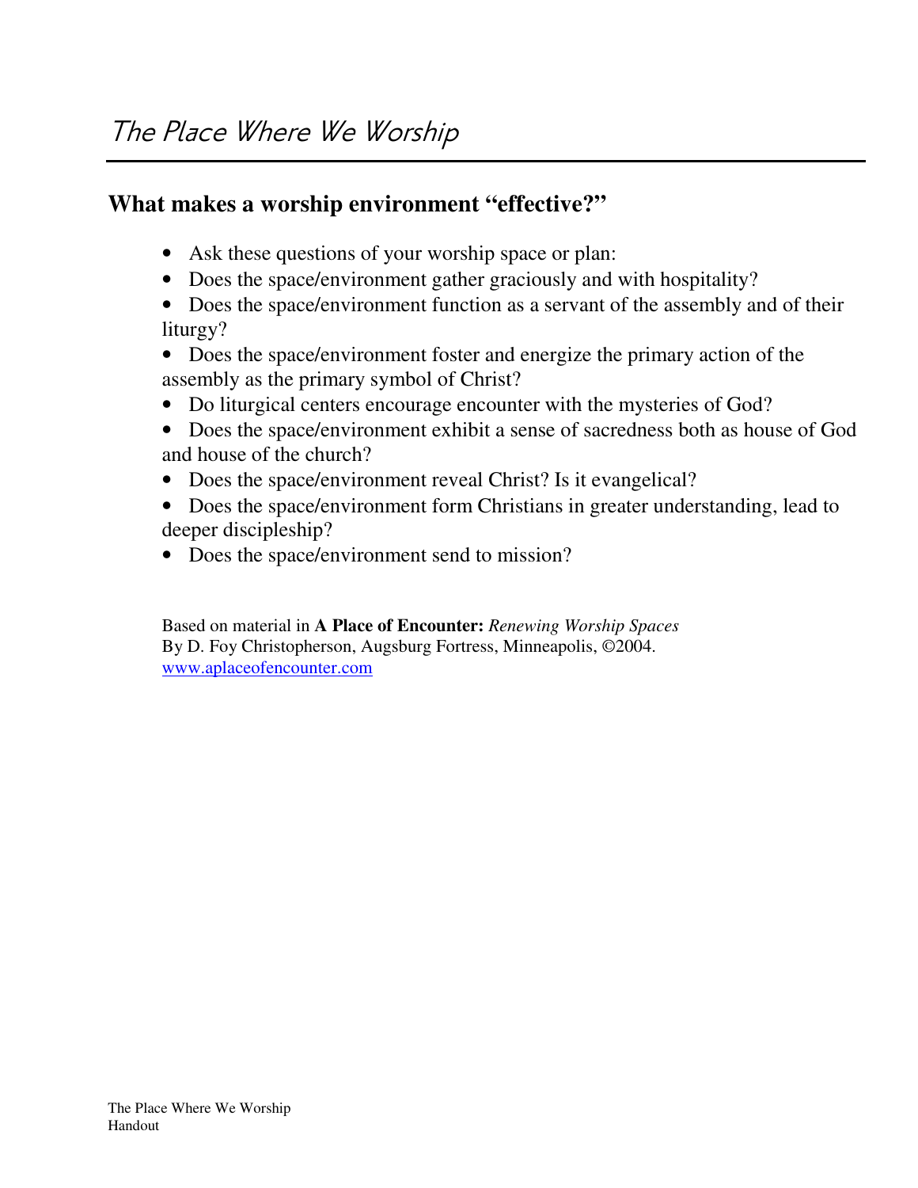# The Place Where We Worship

## What makes a worship environment "effective?"

- Ask these questions of your worship space or plan:
- Does the space/environment gather graciously and with hospitality?
- Does the space/environment function as a servant of the assembly and of their liturgy?
- Does the space/environment foster and energize the primary action of the assembly as the primary symbol of Christ?
- Do liturgical centers encourage encounter with the mysteries of God?
- Does the space/environment exhibit a sense of sacredness both as house of God and house of the church?
- Does the space/environment reveal Christ? Is it evangelical?
- Does the space/environment form Christians in greater understanding, lead to deeper discipleship?
- Does the space/environment send to mission?

Based on material in **A Place of Encounter:** *Renewing Worship Spaces*
By D. Foy Christopherson, Augsburg Fortress, Minneapolis, ©2004.
www.aplaceofencounter.com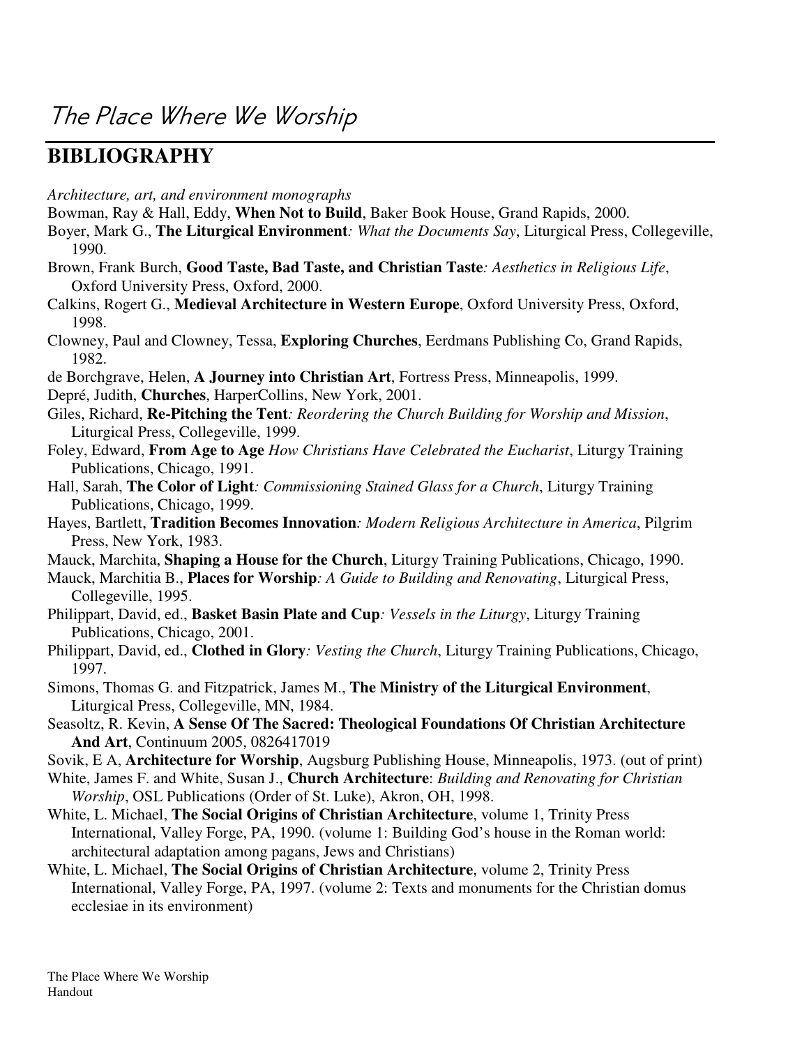# The Place Where We Worship

## BIBLIOGRAPHY

*Architecture, art, and environment monographs*

Bowman, Ray & Hall, Eddy, **When Not to Build**, Baker Book House, Grand Rapids, 2000.

Boyer, Mark G., **The Liturgical Environment***: What the Documents Say*, Liturgical Press, Collegeville, 1990.

Brown, Frank Burch, **Good Taste, Bad Taste, and Christian Taste***: Aesthetics in Religious Life*, Oxford University Press, Oxford, 2000.

Calkins, Rogert G., **Medieval Architecture in Western Europe**, Oxford University Press, Oxford, 1998.

Clowney, Paul and Clowney, Tessa, **Exploring Churches**, Eerdmans Publishing Co, Grand Rapids, 1982.

de Borchgrave, Helen, **A Journey into Christian Art**, Fortress Press, Minneapolis, 1999.

Depré, Judith, **Churches**, HarperCollins, New York, 2001.

Giles, Richard, **Re-Pitching the Tent***: Reordering the Church Building for Worship and Mission*, Liturgical Press, Collegeville, 1999.

Foley, Edward, **From Age to Age** *How Christians Have Celebrated the Eucharist*, Liturgy Training Publications, Chicago, 1991.

Hall, Sarah, **The Color of Light***: Commissioning Stained Glass for a Church*, Liturgy Training Publications, Chicago, 1999.

Hayes, Bartlett, **Tradition Becomes Innovation***: Modern Religious Architecture in America*, Pilgrim Press, New York, 1983.

Mauck, Marchita, **Shaping a House for the Church**, Liturgy Training Publications, Chicago, 1990.

Mauck, Marchitia B., **Places for Worship***: A Guide to Building and Renovating*, Liturgical Press, Collegeville, 1995.

Philippart, David, ed., **Basket Basin Plate and Cup***: Vessels in the Liturgy*, Liturgy Training Publications, Chicago, 2001.

Philippart, David, ed., **Clothed in Glory***: Vesting the Church*, Liturgy Training Publications, Chicago, 1997.

Simons, Thomas G. and Fitzpatrick, James M., **The Ministry of the Liturgical Environment**, Liturgical Press, Collegeville, MN, 1984.

Seasoltz, R. Kevin, **A Sense Of The Sacred: Theological Foundations Of Christian Architecture And Art**, Continuum 2005, 0826417019

Sovik, E A, **Architecture for Worship**, Augsburg Publishing House, Minneapolis, 1973. (out of print)

White, James F. and White, Susan J., **Church Architecture**: *Building and Renovating for Christian Worship*, OSL Publications (Order of St. Luke), Akron, OH, 1998.

White, L. Michael, **The Social Origins of Christian Architecture**, volume 1, Trinity Press International, Valley Forge, PA, 1990. (volume 1: Building God's house in the Roman world: architectural adaptation among pagans, Jews and Christians)

White, L. Michael, **The Social Origins of Christian Architecture**, volume 2, Trinity Press International, Valley Forge, PA, 1997. (volume 2: Texts and monuments for the Christian domus ecclesiae in its environment)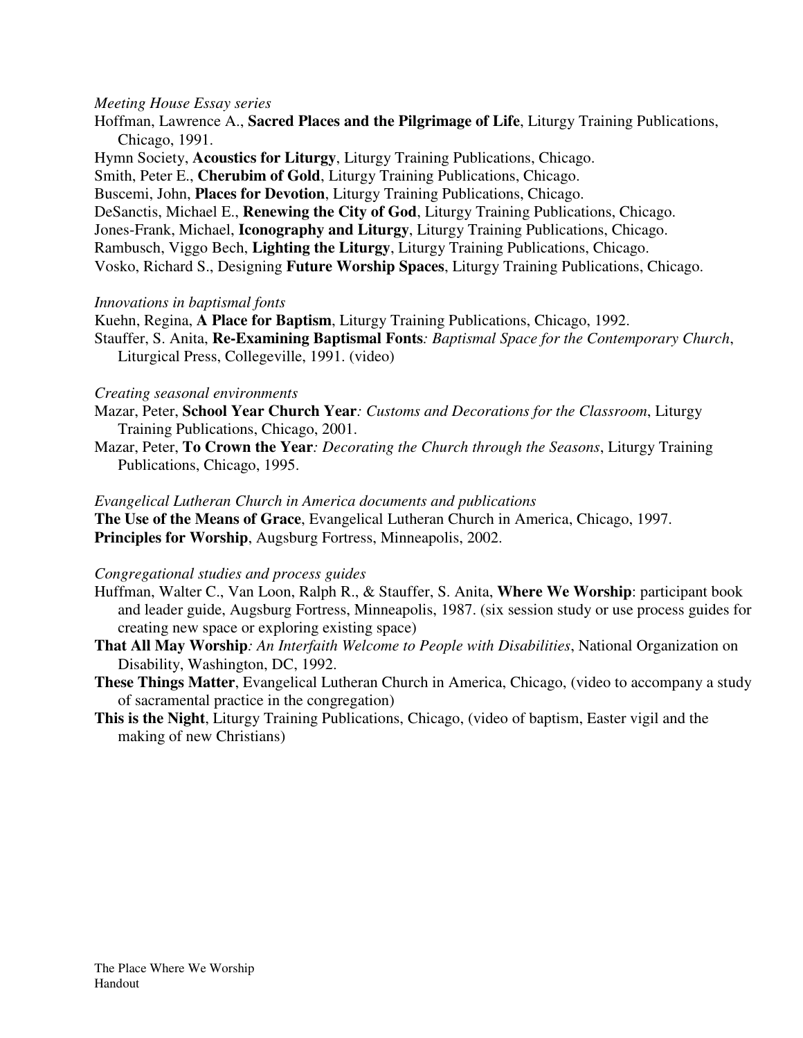*Meeting House Essay series*

Hoffman, Lawrence A., **Sacred Places and the Pilgrimage of Life**, Liturgy Training Publications, Chicago, 1991.

Hymn Society, **Acoustics for Liturgy**, Liturgy Training Publications, Chicago.

Smith, Peter E., **Cherubim of Gold**, Liturgy Training Publications, Chicago.

Buscemi, John, **Places for Devotion**, Liturgy Training Publications, Chicago.

DeSanctis, Michael E., **Renewing the City of God**, Liturgy Training Publications, Chicago.

Jones-Frank, Michael, **Iconography and Liturgy**, Liturgy Training Publications, Chicago.

Rambusch, Viggo Bech, **Lighting the Liturgy**, Liturgy Training Publications, Chicago.

Vosko, Richard S., Designing **Future Worship Spaces**, Liturgy Training Publications, Chicago.

*Innovations in baptismal fonts*

Kuehn, Regina, **A Place for Baptism**, Liturgy Training Publications, Chicago, 1992.

Stauffer, S. Anita, **Re-Examining Baptismal Fonts***: Baptismal Space for the Contemporary Church*, Liturgical Press, Collegeville, 1991. (video)

*Creating seasonal environments*

Mazar, Peter, **School Year Church Year***: Customs and Decorations for the Classroom*, Liturgy Training Publications, Chicago, 2001.

Mazar, Peter, **To Crown the Year***: Decorating the Church through the Seasons*, Liturgy Training Publications, Chicago, 1995.

*Evangelical Lutheran Church in America documents and publications*

**The Use of the Means of Grace**, Evangelical Lutheran Church in America, Chicago, 1997.

**Principles for Worship**, Augsburg Fortress, Minneapolis, 2002.

*Congregational studies and process guides*

Huffman, Walter C., Van Loon, Ralph R., & Stauffer, S. Anita, **Where We Worship**: participant book and leader guide, Augsburg Fortress, Minneapolis, 1987. (six session study or use process guides for creating new space or exploring existing space)

**That All May Worship***: An Interfaith Welcome to People with Disabilities*, National Organization on Disability, Washington, DC, 1992.

**These Things Matter**, Evangelical Lutheran Church in America, Chicago, (video to accompany a study of sacramental practice in the congregation)

**This is the Night**, Liturgy Training Publications, Chicago, (video of baptism, Easter vigil and the making of new Christians)